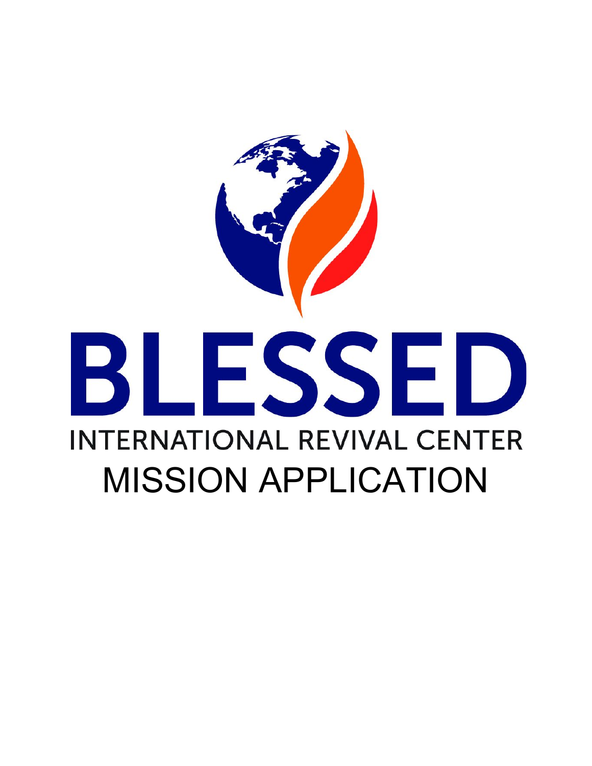# BLESSED

## INTERNATIONAL REVIVAL CENTER

## MISSION APPLICATION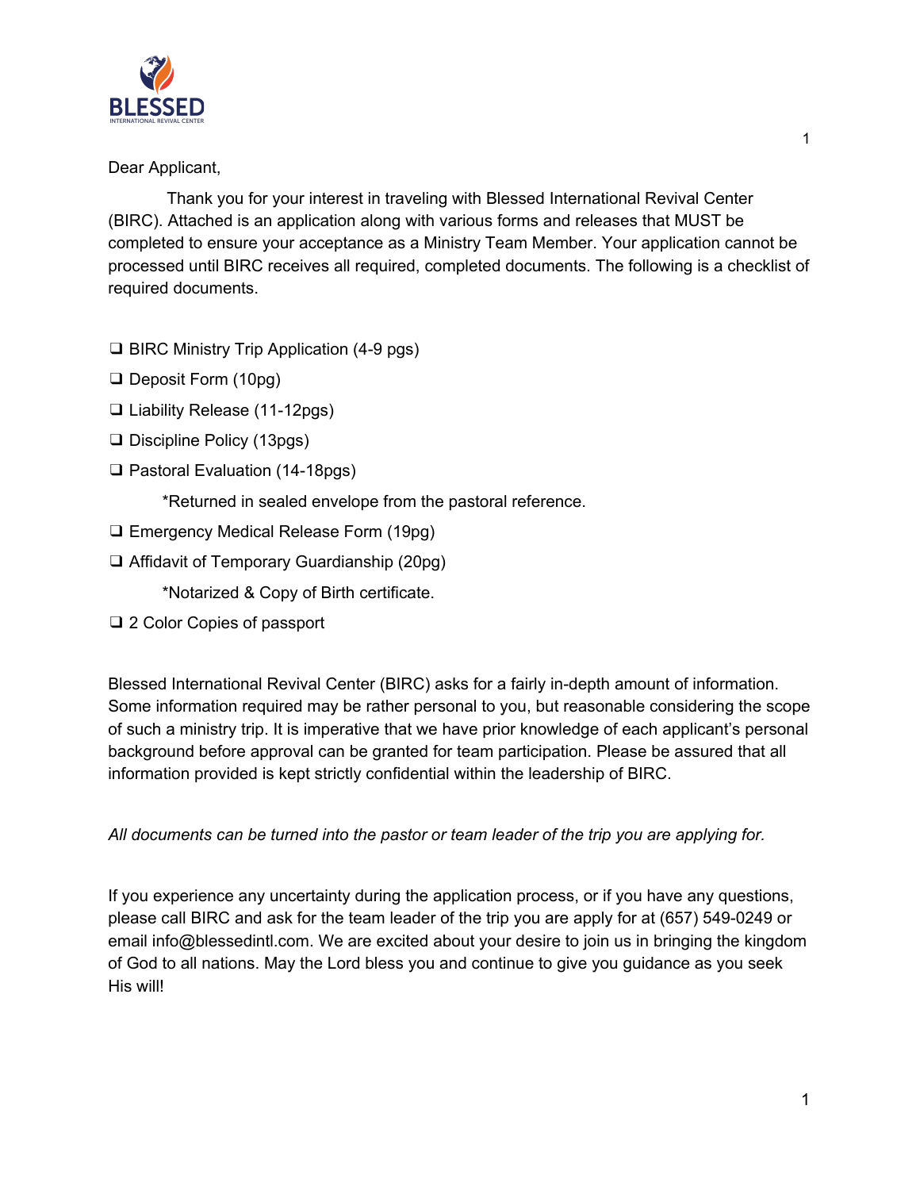Dear Applicant,

Thank you for your interest in traveling with Blessed International Revival Center (BIRC). Attached is an application along with various forms and releases that MUST be completed to ensure your acceptance as a Ministry Team Member. Your application cannot be processed until BIRC receives all required, completed documents. The following is a checklist of required documents.

- ❑ BIRC Ministry Trip Application (4-9 pgs)
- ❑ Deposit Form (10pg)
- ❑ Liability Release (11-12pgs)
- ❑ Discipline Policy (13pgs)
- ❑ Pastoral Evaluation (14-18pgs)

    *Returned in sealed envelope from the pastoral reference.

- ❑ Emergency Medical Release Form (19pg)
- ❑ Affidavit of Temporary Guardianship (20pg)

    *Notarized & Copy of Birth certificate.

- ❑ 2 Color Copies of passport

Blessed International Revival Center (BIRC) asks for a fairly in-depth amount of information. Some information required may be rather personal to you, but reasonable considering the scope of such a ministry trip. It is imperative that we have prior knowledge of each applicant's personal background before approval can be granted for team participation. Please be assured that all information provided is kept strictly confidential within the leadership of BIRC.

*All documents can be turned into the pastor or team leader of the trip you are applying for.*

If you experience any uncertainty during the application process, or if you have any questions, please call BIRC and ask for the team leader of the trip you are apply for at (657) 549-0249 or email info@blessedintl.com. We are excited about your desire to join us in bringing the kingdom of God to all nations. May the Lord bless you and continue to give you guidance as you seek His will!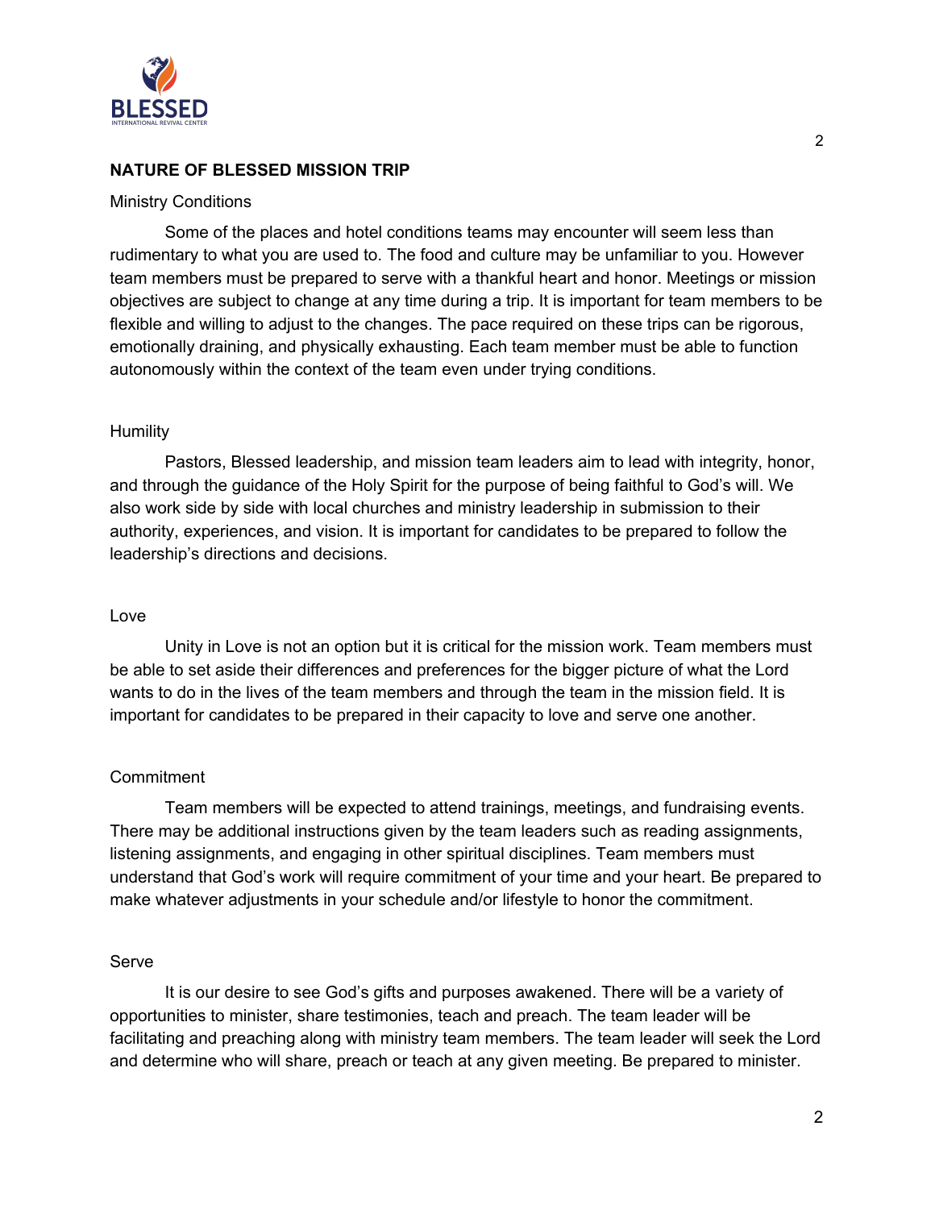## NATURE OF BLESSED MISSION TRIP

### Ministry Conditions

Some of the places and hotel conditions teams may encounter will seem less than rudimentary to what you are used to. The food and culture may be unfamiliar to you. However team members must be prepared to serve with a thankful heart and honor. Meetings or mission objectives are subject to change at any time during a trip. It is important for team members to be flexible and willing to adjust to the changes. The pace required on these trips can be rigorous, emotionally draining, and physically exhausting. Each team member must be able to function autonomously within the context of the team even under trying conditions.

### Humility

Pastors, Blessed leadership, and mission team leaders aim to lead with integrity, honor, and through the guidance of the Holy Spirit for the purpose of being faithful to God's will. We also work side by side with local churches and ministry leadership in submission to their authority, experiences, and vision. It is important for candidates to be prepared to follow the leadership's directions and decisions.

### Love

Unity in Love is not an option but it is critical for the mission work. Team members must be able to set aside their differences and preferences for the bigger picture of what the Lord wants to do in the lives of the team members and through the team in the mission field. It is important for candidates to be prepared in their capacity to love and serve one another.

### Commitment

Team members will be expected to attend trainings, meetings, and fundraising events. There may be additional instructions given by the team leaders such as reading assignments, listening assignments, and engaging in other spiritual disciplines. Team members must understand that God's work will require commitment of your time and your heart. Be prepared to make whatever adjustments in your schedule and/or lifestyle to honor the commitment.

### Serve

It is our desire to see God's gifts and purposes awakened. There will be a variety of opportunities to minister, share testimonies, teach and preach. The team leader will be facilitating and preaching along with ministry team members. The team leader will seek the Lord and determine who will share, preach or teach at any given meeting. Be prepared to minister.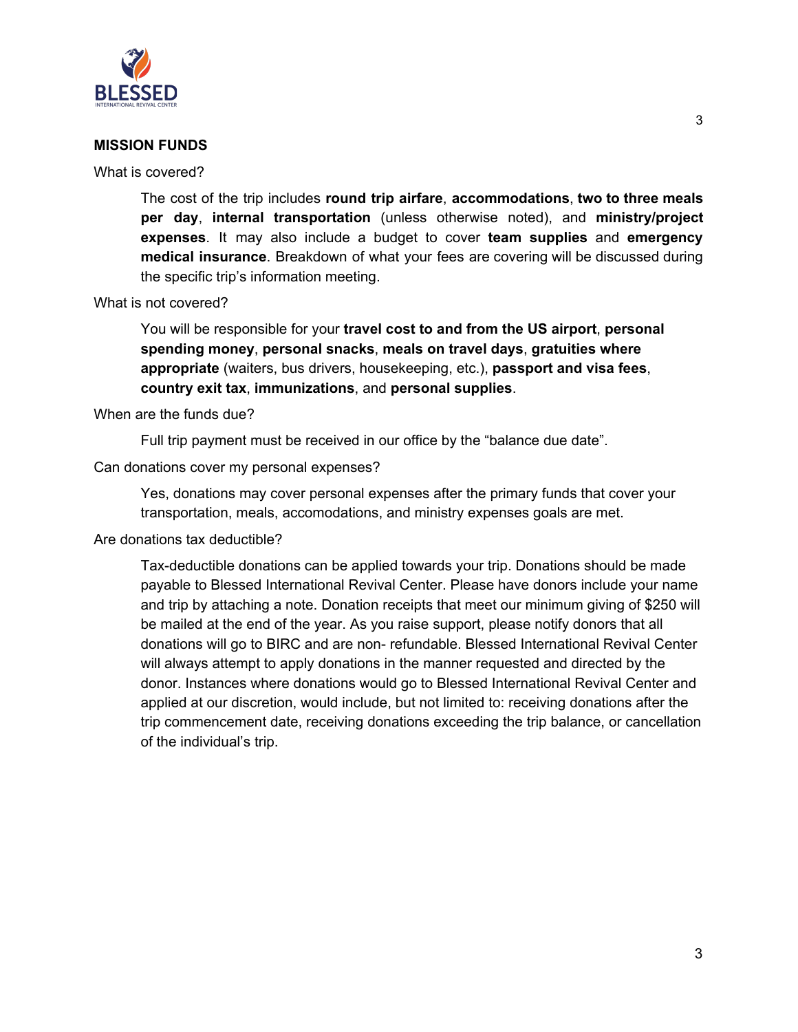## MISSION FUNDS

What is covered?

> The cost of the trip includes **round trip airfare**, **accommodations**, **two to three meals per day**, **internal transportation** (unless otherwise noted), and **ministry/project expenses**. It may also include a budget to cover **team supplies** and **emergency medical insurance**. Breakdown of what your fees are covering will be discussed during the specific trip's information meeting.

What is not covered?

> You will be responsible for your **travel cost to and from the US airport**, **personal spending money**, **personal snacks**, **meals on travel days**, **gratuities where appropriate** (waiters, bus drivers, housekeeping, etc.), **passport and visa fees**, **country exit tax**, **immunizations**, and **personal supplies**.

When are the funds due?

> Full trip payment must be received in our office by the "balance due date".

Can donations cover my personal expenses?

> Yes, donations may cover personal expenses after the primary funds that cover your transportation, meals, accomodations, and ministry expenses goals are met.

Are donations tax deductible?

> Tax-deductible donations can be applied towards your trip. Donations should be made payable to Blessed International Revival Center. Please have donors include your name and trip by attaching a note. Donation receipts that meet our minimum giving of $250 will be mailed at the end of the year. As you raise support, please notify donors that all donations will go to BIRC and are non- refundable. Blessed International Revival Center will always attempt to apply donations in the manner requested and directed by the donor. Instances where donations would go to Blessed International Revival Center and applied at our discretion, would include, but not limited to: receiving donations after the trip commencement date, receiving donations exceeding the trip balance, or cancellation of the individual's trip.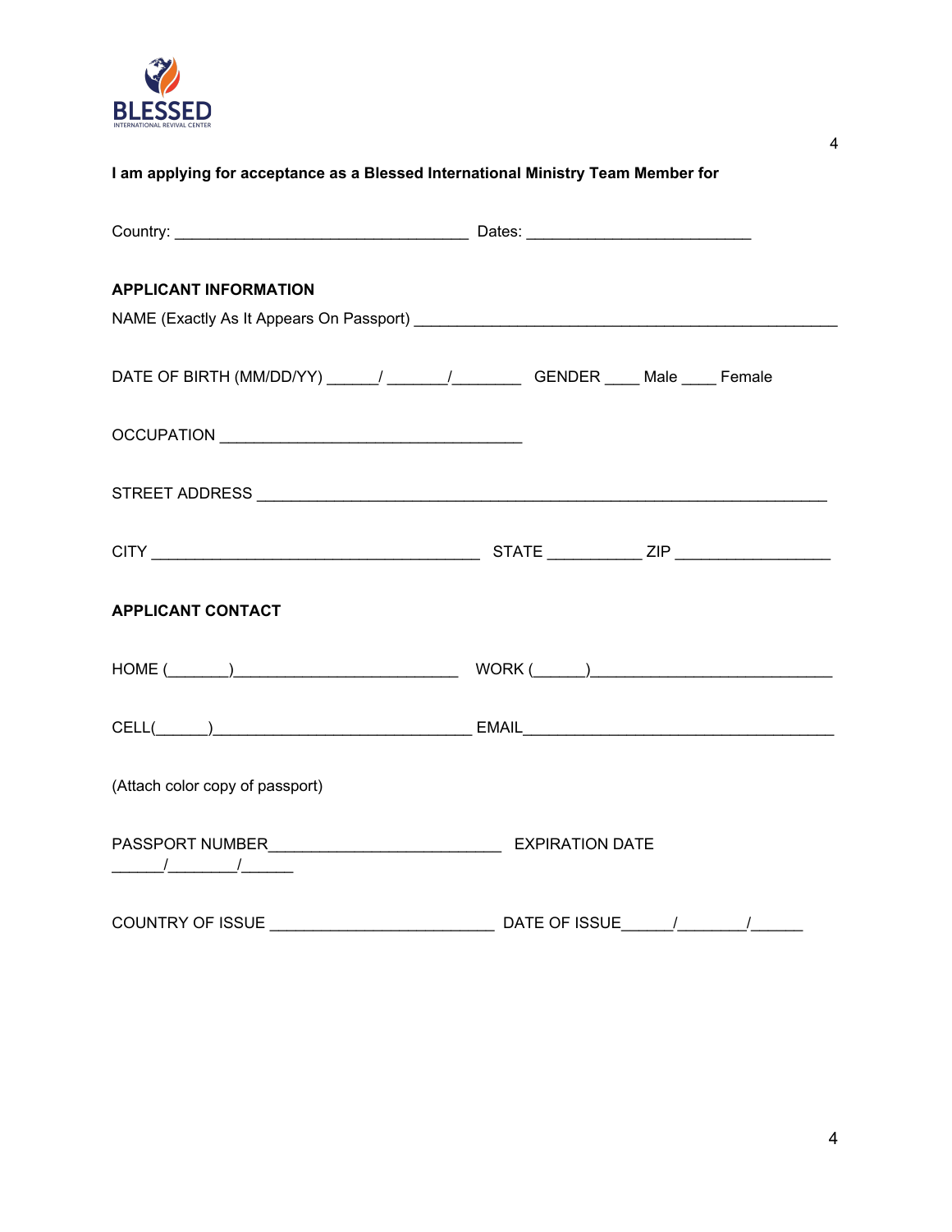**I am applying for acceptance as a Blessed International Ministry Team Member for**

Country: ________________________________ Dates: ________________________

**APPLICANT INFORMATION**

NAME (Exactly As It Appears On Passport) ______________________________________________

DATE OF BIRTH (MM/DD/YY) ______/ _______/________ GENDER ____ Male ____ Female

OCCUPATION _________________________________

STREET ADDRESS ______________________________________________________________

CITY ____________________________________ STATE __________ ZIP _________________

**APPLICANT CONTACT**

HOME (_______)________________________ WORK (______)___________________________

CELL(______)____________________________ EMAIL__________________________________

(Attach color copy of passport)

PASSPORT NUMBER_________________________ EXPIRATION DATE ______/________/______

COUNTRY OF ISSUE ________________________ DATE OF ISSUE______/________/______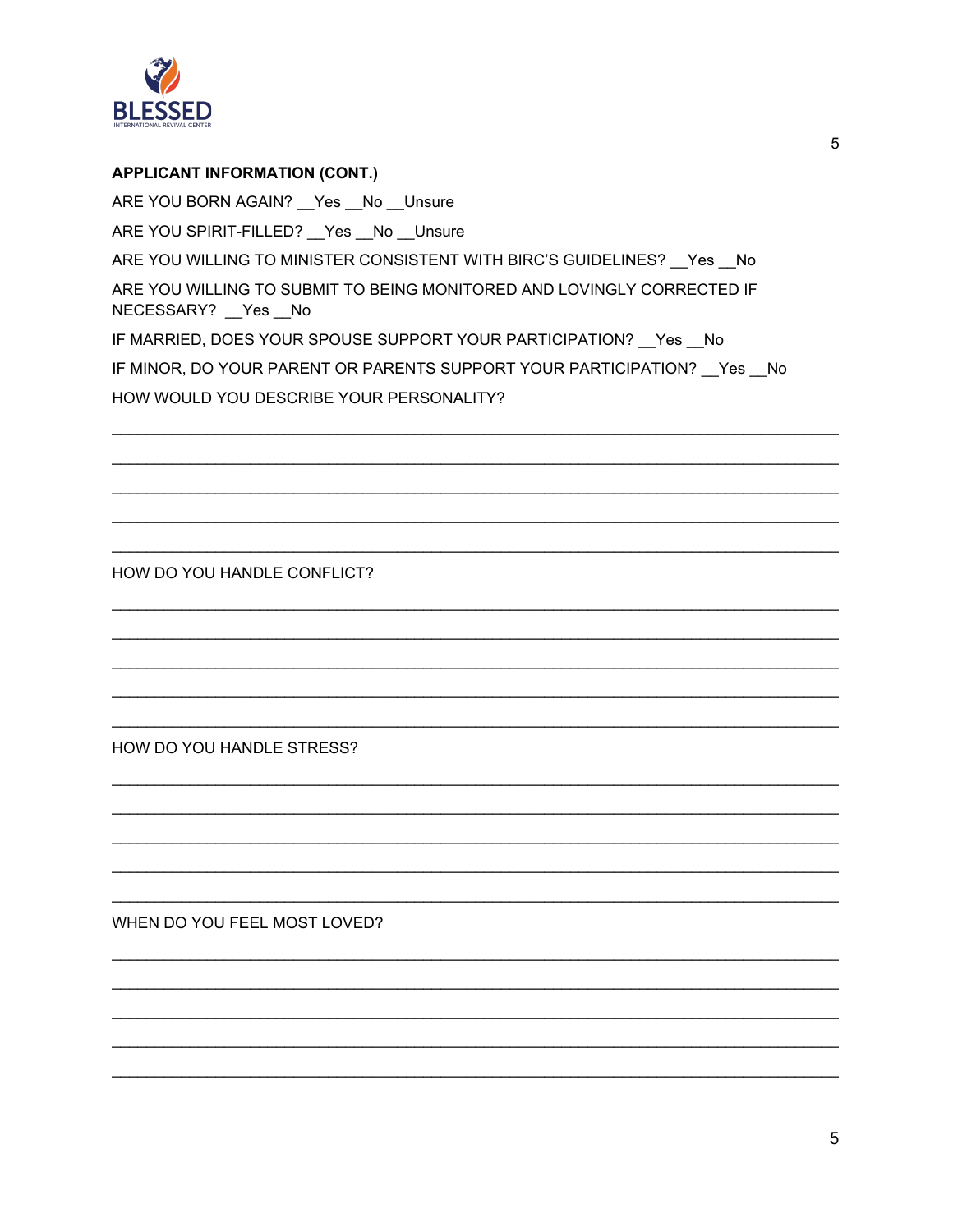## APPLICANT INFORMATION (CONT.)

ARE YOU BORN AGAIN? __Yes __No __Unsure

ARE YOU SPIRIT-FILLED? __Yes __No __Unsure

ARE YOU WILLING TO MINISTER CONSISTENT WITH BIRC'S GUIDELINES? __Yes __No

ARE YOU WILLING TO SUBMIT TO BEING MONITORED AND LOVINGLY CORRECTED IF NECESSARY? __Yes __No

IF MARRIED, DOES YOUR SPOUSE SUPPORT YOUR PARTICIPATION? __Yes __No

IF MINOR, DO YOUR PARENT OR PARENTS SUPPORT YOUR PARTICIPATION? __Yes __No

HOW WOULD YOU DESCRIBE YOUR PERSONALITY?

\_\_\_\_\_\_\_\_\_\_\_\_\_\_\_\_\_\_\_\_\_\_\_\_\_\_\_\_\_\_\_\_\_\_\_\_\_\_\_\_\_\_\_\_\_\_\_\_\_\_\_\_\_\_\_\_\_\_\_\_\_\_\_\_\_\_\_\_\_\_\_\_\_\_\_\_\_\_

\_\_\_\_\_\_\_\_\_\_\_\_\_\_\_\_\_\_\_\_\_\_\_\_\_\_\_\_\_\_\_\_\_\_\_\_\_\_\_\_\_\_\_\_\_\_\_\_\_\_\_\_\_\_\_\_\_\_\_\_\_\_\_\_\_\_\_\_\_\_\_\_\_\_\_\_\_\_

\_\_\_\_\_\_\_\_\_\_\_\_\_\_\_\_\_\_\_\_\_\_\_\_\_\_\_\_\_\_\_\_\_\_\_\_\_\_\_\_\_\_\_\_\_\_\_\_\_\_\_\_\_\_\_\_\_\_\_\_\_\_\_\_\_\_\_\_\_\_\_\_\_\_\_\_\_\_

\_\_\_\_\_\_\_\_\_\_\_\_\_\_\_\_\_\_\_\_\_\_\_\_\_\_\_\_\_\_\_\_\_\_\_\_\_\_\_\_\_\_\_\_\_\_\_\_\_\_\_\_\_\_\_\_\_\_\_\_\_\_\_\_\_\_\_\_\_\_\_\_\_\_\_\_\_\_

\_\_\_\_\_\_\_\_\_\_\_\_\_\_\_\_\_\_\_\_\_\_\_\_\_\_\_\_\_\_\_\_\_\_\_\_\_\_\_\_\_\_\_\_\_\_\_\_\_\_\_\_\_\_\_\_\_\_\_\_\_\_\_\_\_\_\_\_\_\_\_\_\_\_\_\_\_\_

HOW DO YOU HANDLE CONFLICT?

\_\_\_\_\_\_\_\_\_\_\_\_\_\_\_\_\_\_\_\_\_\_\_\_\_\_\_\_\_\_\_\_\_\_\_\_\_\_\_\_\_\_\_\_\_\_\_\_\_\_\_\_\_\_\_\_\_\_\_\_\_\_\_\_\_\_\_\_\_\_\_\_\_\_\_\_\_\_

\_\_\_\_\_\_\_\_\_\_\_\_\_\_\_\_\_\_\_\_\_\_\_\_\_\_\_\_\_\_\_\_\_\_\_\_\_\_\_\_\_\_\_\_\_\_\_\_\_\_\_\_\_\_\_\_\_\_\_\_\_\_\_\_\_\_\_\_\_\_\_\_\_\_\_\_\_\_

\_\_\_\_\_\_\_\_\_\_\_\_\_\_\_\_\_\_\_\_\_\_\_\_\_\_\_\_\_\_\_\_\_\_\_\_\_\_\_\_\_\_\_\_\_\_\_\_\_\_\_\_\_\_\_\_\_\_\_\_\_\_\_\_\_\_\_\_\_\_\_\_\_\_\_\_\_\_

\_\_\_\_\_\_\_\_\_\_\_\_\_\_\_\_\_\_\_\_\_\_\_\_\_\_\_\_\_\_\_\_\_\_\_\_\_\_\_\_\_\_\_\_\_\_\_\_\_\_\_\_\_\_\_\_\_\_\_\_\_\_\_\_\_\_\_\_\_\_\_\_\_\_\_\_\_\_

\_\_\_\_\_\_\_\_\_\_\_\_\_\_\_\_\_\_\_\_\_\_\_\_\_\_\_\_\_\_\_\_\_\_\_\_\_\_\_\_\_\_\_\_\_\_\_\_\_\_\_\_\_\_\_\_\_\_\_\_\_\_\_\_\_\_\_\_\_\_\_\_\_\_\_\_\_\_

HOW DO YOU HANDLE STRESS?

\_\_\_\_\_\_\_\_\_\_\_\_\_\_\_\_\_\_\_\_\_\_\_\_\_\_\_\_\_\_\_\_\_\_\_\_\_\_\_\_\_\_\_\_\_\_\_\_\_\_\_\_\_\_\_\_\_\_\_\_\_\_\_\_\_\_\_\_\_\_\_\_\_\_\_\_\_\_

\_\_\_\_\_\_\_\_\_\_\_\_\_\_\_\_\_\_\_\_\_\_\_\_\_\_\_\_\_\_\_\_\_\_\_\_\_\_\_\_\_\_\_\_\_\_\_\_\_\_\_\_\_\_\_\_\_\_\_\_\_\_\_\_\_\_\_\_\_\_\_\_\_\_\_\_\_\_

\_\_\_\_\_\_\_\_\_\_\_\_\_\_\_\_\_\_\_\_\_\_\_\_\_\_\_\_\_\_\_\_\_\_\_\_\_\_\_\_\_\_\_\_\_\_\_\_\_\_\_\_\_\_\_\_\_\_\_\_\_\_\_\_\_\_\_\_\_\_\_\_\_\_\_\_\_\_

\_\_\_\_\_\_\_\_\_\_\_\_\_\_\_\_\_\_\_\_\_\_\_\_\_\_\_\_\_\_\_\_\_\_\_\_\_\_\_\_\_\_\_\_\_\_\_\_\_\_\_\_\_\_\_\_\_\_\_\_\_\_\_\_\_\_\_\_\_\_\_\_\_\_\_\_\_\_

\_\_\_\_\_\_\_\_\_\_\_\_\_\_\_\_\_\_\_\_\_\_\_\_\_\_\_\_\_\_\_\_\_\_\_\_\_\_\_\_\_\_\_\_\_\_\_\_\_\_\_\_\_\_\_\_\_\_\_\_\_\_\_\_\_\_\_\_\_\_\_\_\_\_\_\_\_\_

WHEN DO YOU FEEL MOST LOVED?

\_\_\_\_\_\_\_\_\_\_\_\_\_\_\_\_\_\_\_\_\_\_\_\_\_\_\_\_\_\_\_\_\_\_\_\_\_\_\_\_\_\_\_\_\_\_\_\_\_\_\_\_\_\_\_\_\_\_\_\_\_\_\_\_\_\_\_\_\_\_\_\_\_\_\_\_\_\_

\_\_\_\_\_\_\_\_\_\_\_\_\_\_\_\_\_\_\_\_\_\_\_\_\_\_\_\_\_\_\_\_\_\_\_\_\_\_\_\_\_\_\_\_\_\_\_\_\_\_\_\_\_\_\_\_\_\_\_\_\_\_\_\_\_\_\_\_\_\_\_\_\_\_\_\_\_\_

\_\_\_\_\_\_\_\_\_\_\_\_\_\_\_\_\_\_\_\_\_\_\_\_\_\_\_\_\_\_\_\_\_\_\_\_\_\_\_\_\_\_\_\_\_\_\_\_\_\_\_\_\_\_\_\_\_\_\_\_\_\_\_\_\_\_\_\_\_\_\_\_\_\_\_\_\_\_

\_\_\_\_\_\_\_\_\_\_\_\_\_\_\_\_\_\_\_\_\_\_\_\_\_\_\_\_\_\_\_\_\_\_\_\_\_\_\_\_\_\_\_\_\_\_\_\_\_\_\_\_\_\_\_\_\_\_\_\_\_\_\_\_\_\_\_\_\_\_\_\_\_\_\_\_\_\_

\_\_\_\_\_\_\_\_\_\_\_\_\_\_\_\_\_\_\_\_\_\_\_\_\_\_\_\_\_\_\_\_\_\_\_\_\_\_\_\_\_\_\_\_\_\_\_\_\_\_\_\_\_\_\_\_\_\_\_\_\_\_\_\_\_\_\_\_\_\_\_\_\_\_\_\_\_\_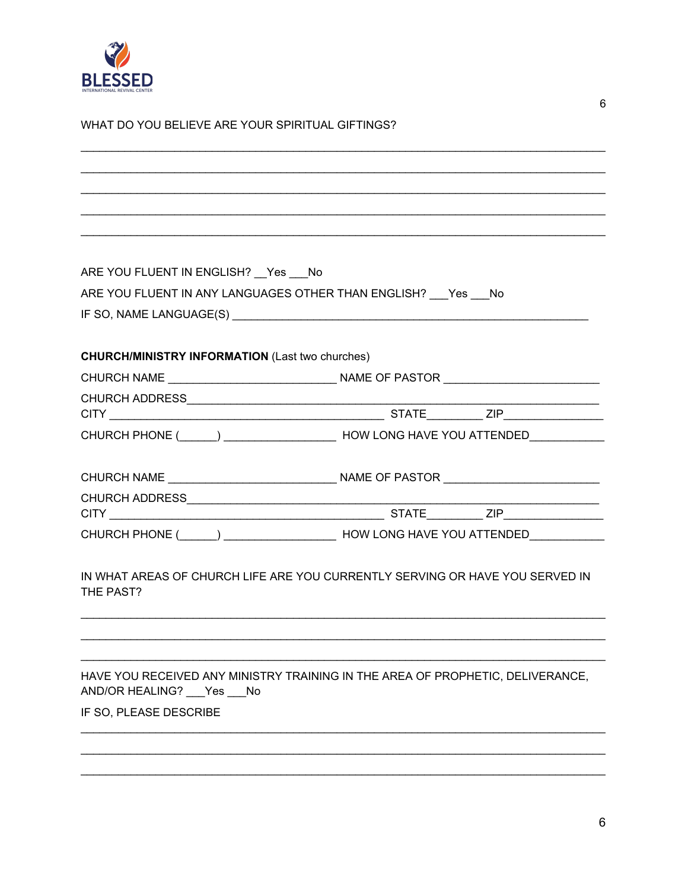WHAT DO YOU BELIEVE ARE YOUR SPIRITUAL GIFTINGS?

_______________________________________________________________________________

_______________________________________________________________________________

_______________________________________________________________________________

_______________________________________________________________________________

_______________________________________________________________________________

ARE YOU FLUENT IN ENGLISH? __Yes ___No

ARE YOU FLUENT IN ANY LANGUAGES OTHER THAN ENGLISH? ___Yes ___No

IF SO, NAME LANGUAGE(S) ___________________________________________________________

**CHURCH/MINISTRY INFORMATION** (Last two churches)

CHURCH NAME __________________________ NAME OF PASTOR ________________________

CHURCH ADDRESS_______________________________________________________________

CITY ___________________________________________ STATE_________ ZIP_______________

CHURCH PHONE (______) ________________ HOW LONG HAVE YOU ATTENDED___________

CHURCH NAME __________________________ NAME OF PASTOR ________________________

CHURCH ADDRESS_______________________________________________________________

CITY ___________________________________________ STATE_________ ZIP_______________

CHURCH PHONE (______) ________________ HOW LONG HAVE YOU ATTENDED___________

IN WHAT AREAS OF CHURCH LIFE ARE YOU CURRENTLY SERVING OR HAVE YOU SERVED IN THE PAST?

_______________________________________________________________________________

_______________________________________________________________________________

_______________________________________________________________________________

HAVE YOU RECEIVED ANY MINISTRY TRAINING IN THE AREA OF PROPHETIC, DELIVERANCE, AND/OR HEALING? ___Yes ___No

IF SO, PLEASE DESCRIBE

_______________________________________________________________________________

_______________________________________________________________________________

_______________________________________________________________________________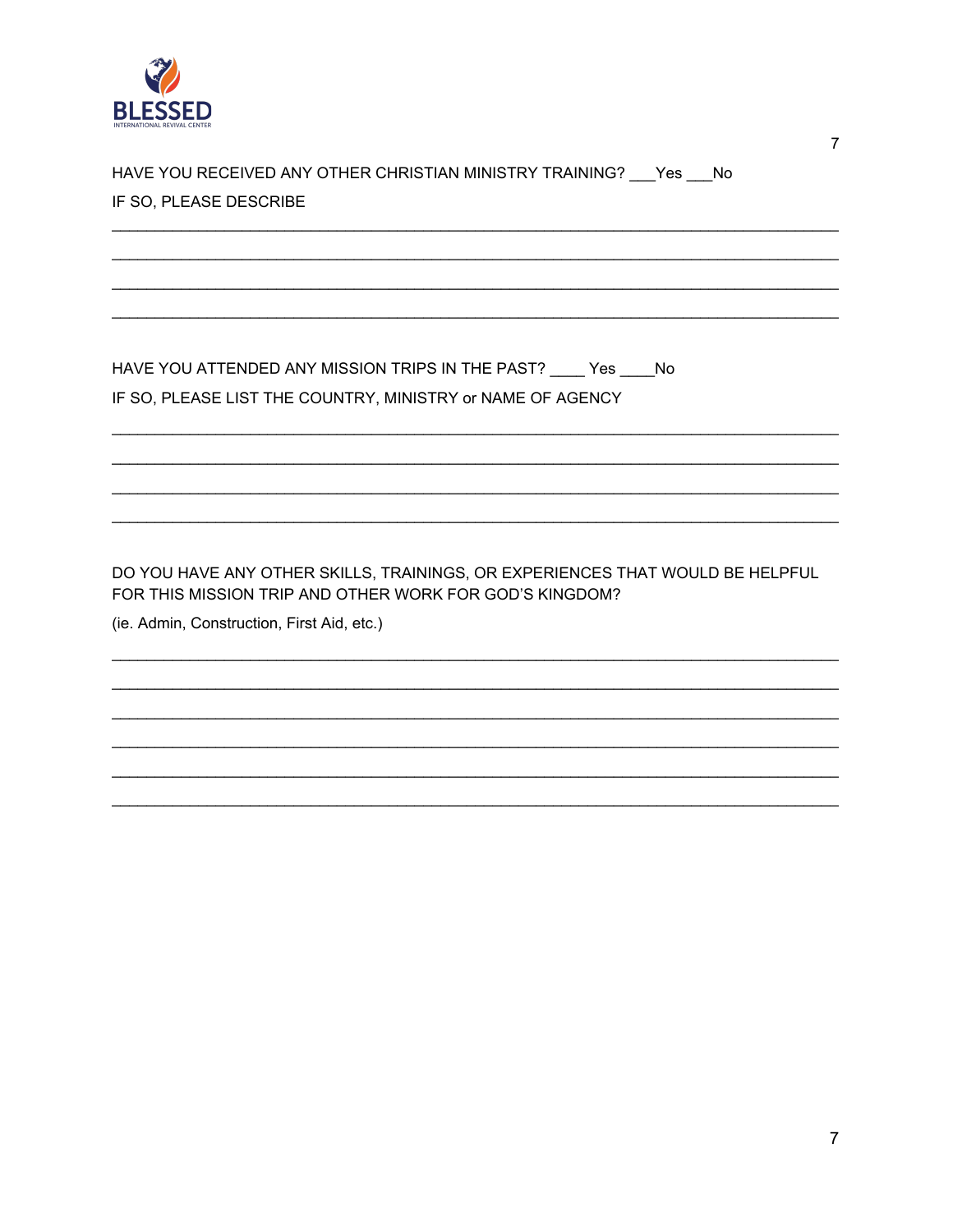HAVE YOU RECEIVED ANY OTHER CHRISTIAN MINISTRY TRAINING? ___Yes ___No

IF SO, PLEASE DESCRIBE

_______________________________________________________________________________

_______________________________________________________________________________

_______________________________________________________________________________

_______________________________________________________________________________

HAVE YOU ATTENDED ANY MISSION TRIPS IN THE PAST? ____ Yes ____No

IF SO, PLEASE LIST THE COUNTRY, MINISTRY or NAME OF AGENCY

_______________________________________________________________________________

_______________________________________________________________________________

_______________________________________________________________________________

_______________________________________________________________________________

DO YOU HAVE ANY OTHER SKILLS, TRAININGS, OR EXPERIENCES THAT WOULD BE HELPFUL FOR THIS MISSION TRIP AND OTHER WORK FOR GOD'S KINGDOM?

(ie. Admin, Construction, First Aid, etc.)

_______________________________________________________________________________

_______________________________________________________________________________

_______________________________________________________________________________

_______________________________________________________________________________

_______________________________________________________________________________

_______________________________________________________________________________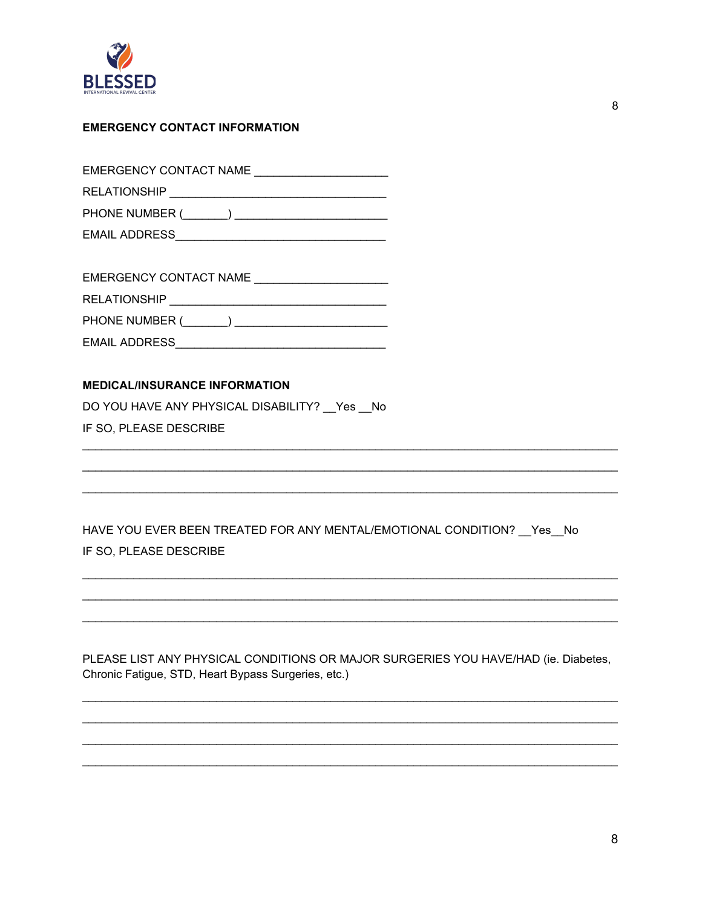**EMERGENCY CONTACT INFORMATION**

EMERGENCY CONTACT NAME ____________________

RELATIONSHIP ________________________________

PHONE NUMBER (_______) ______________________

EMAIL ADDRESS________________________________

EMERGENCY CONTACT NAME ____________________

RELATIONSHIP ________________________________

PHONE NUMBER (_______) ______________________

EMAIL ADDRESS________________________________

**MEDICAL/INSURANCE INFORMATION**

DO YOU HAVE ANY PHYSICAL DISABILITY? __Yes __No

IF SO, PLEASE DESCRIBE

________________________________________________________________________________

________________________________________________________________________________

________________________________________________________________________________

HAVE YOU EVER BEEN TREATED FOR ANY MENTAL/EMOTIONAL CONDITION? __Yes__No

IF SO, PLEASE DESCRIBE

________________________________________________________________________________

________________________________________________________________________________

________________________________________________________________________________

PLEASE LIST ANY PHYSICAL CONDITIONS OR MAJOR SURGERIES YOU HAVE/HAD (ie. Diabetes, Chronic Fatigue, STD, Heart Bypass Surgeries, etc.)

________________________________________________________________________________

________________________________________________________________________________

________________________________________________________________________________

________________________________________________________________________________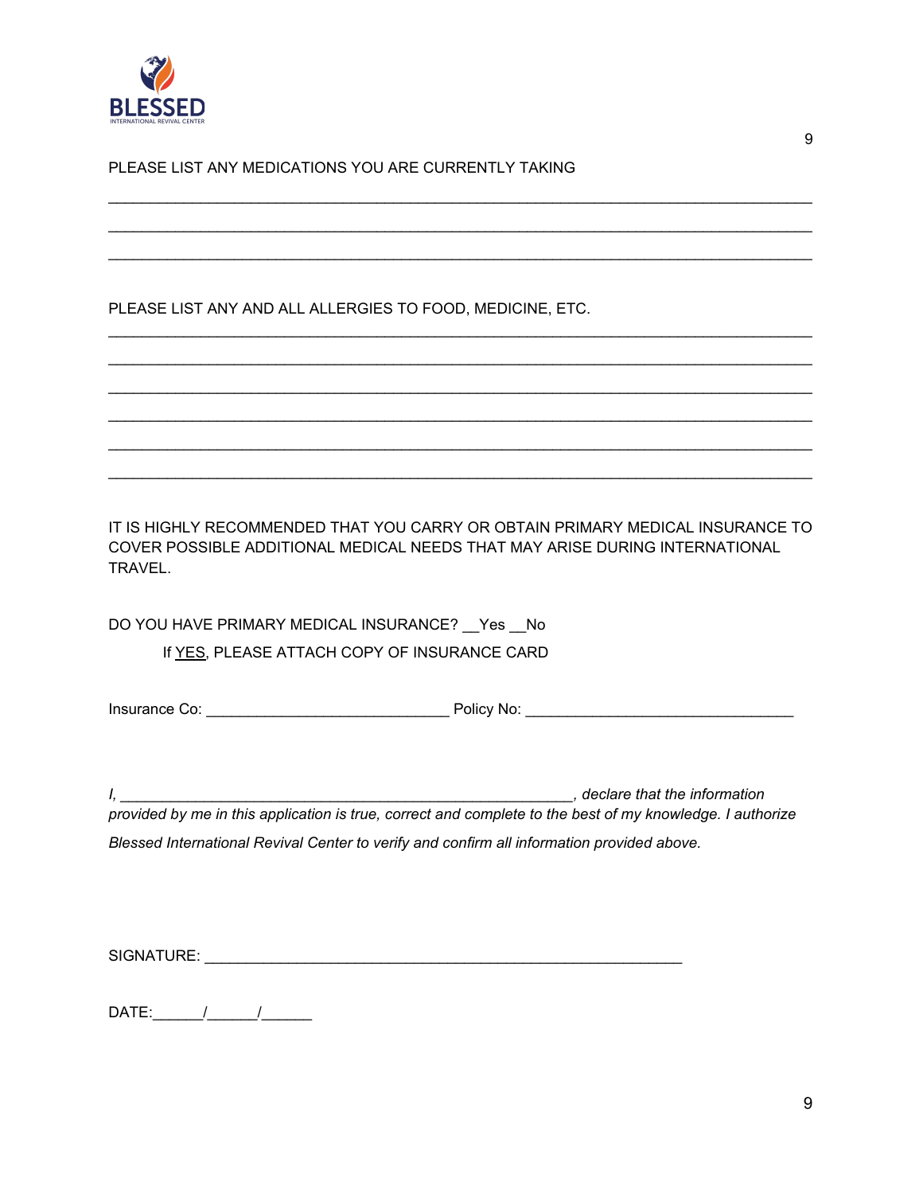PLEASE LIST ANY MEDICATIONS YOU ARE CURRENTLY TAKING

________________________________________________________________________________

________________________________________________________________________________

________________________________________________________________________________

PLEASE LIST ANY AND ALL ALLERGIES TO FOOD, MEDICINE, ETC.

________________________________________________________________________________

________________________________________________________________________________

________________________________________________________________________________

________________________________________________________________________________

________________________________________________________________________________

________________________________________________________________________________

IT IS HIGHLY RECOMMENDED THAT YOU CARRY OR OBTAIN PRIMARY MEDICAL INSURANCE TO COVER POSSIBLE ADDITIONAL MEDICAL NEEDS THAT MAY ARISE DURING INTERNATIONAL TRAVEL.

DO YOU HAVE PRIMARY MEDICAL INSURANCE? __Yes __No

If YES, PLEASE ATTACH COPY OF INSURANCE CARD

Insurance Co: ____________________________ Policy No: ______________________________

*I, ____________________________________________________, declare that the information provided by me in this application is true, correct and complete to the best of my knowledge. I authorize Blessed International Revival Center to verify and confirm all information provided above.*

SIGNATURE: _______________________________________________________

DATE:_____/_____/_____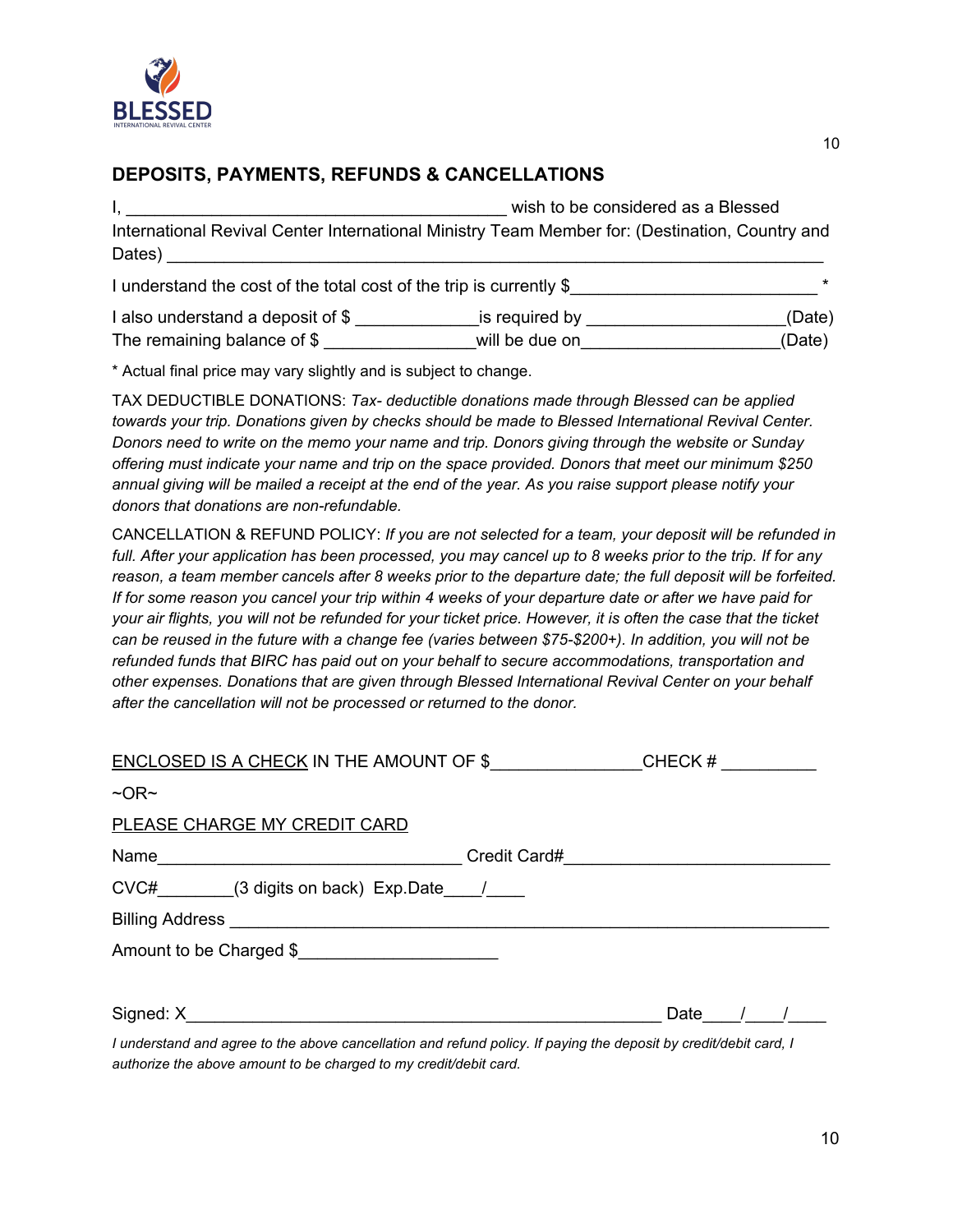## DEPOSITS, PAYMENTS, REFUNDS & CANCELLATIONS

I, ________________________________________ wish to be considered as a Blessed International Revival Center International Ministry Team Member for: (Destination, Country and Dates) ____________________________________________________________________

I understand the cost of the total cost of the trip is currently $_________________________ *

I also understand a deposit of $ _____________is required by ____________________(Date)
The remaining balance of $ _______________will be due on____________________(Date)

\* Actual final price may vary slightly and is subject to change.

TAX DEDUCTIBLE DONATIONS: *Tax- deductible donations made through Blessed can be applied towards your trip. Donations given by checks should be made to Blessed International Revival Center. Donors need to write on the memo your name and trip. Donors giving through the website or Sunday offering must indicate your name and trip on the space provided. Donors that meet our minimum $250 annual giving will be mailed a receipt at the end of the year. As you raise support please notify your donors that donations are non-refundable.*

CANCELLATION & REFUND POLICY: *If you are not selected for a team, your deposit will be refunded in full. After your application has been processed, you may cancel up to 8 weeks prior to the trip. If for any reason, a team member cancels after 8 weeks prior to the departure date; the full deposit will be forfeited. If for some reason you cancel your trip within 4 weeks of your departure date or after we have paid for your air flights, you will not be refunded for your ticket price. However, it is often the case that the ticket can be reused in the future with a change fee (varies between $75-$200+). In addition, you will not be refunded funds that BIRC has paid out on your behalf to secure accommodations, transportation and other expenses. Donations that are given through Blessed International Revival Center on your behalf after the cancellation will not be processed or returned to the donor.*

<u>ENCLOSED IS A CHECK</u> IN THE AMOUNT OF $_______________CHECK # __________

~OR~

<u>PLEASE CHARGE MY CREDIT CARD</u>

Name_______________________________ Credit Card#___________________________

CVC#________(3 digits on back) Exp.Date____/____

Billing Address ______________________________________________________________

Amount to be Charged $____________________

Signed: X_________________________________________________ Date____/____/____

*I understand and agree to the above cancellation and refund policy. If paying the deposit by credit/debit card, I authorize the above amount to be charged to my credit/debit card.*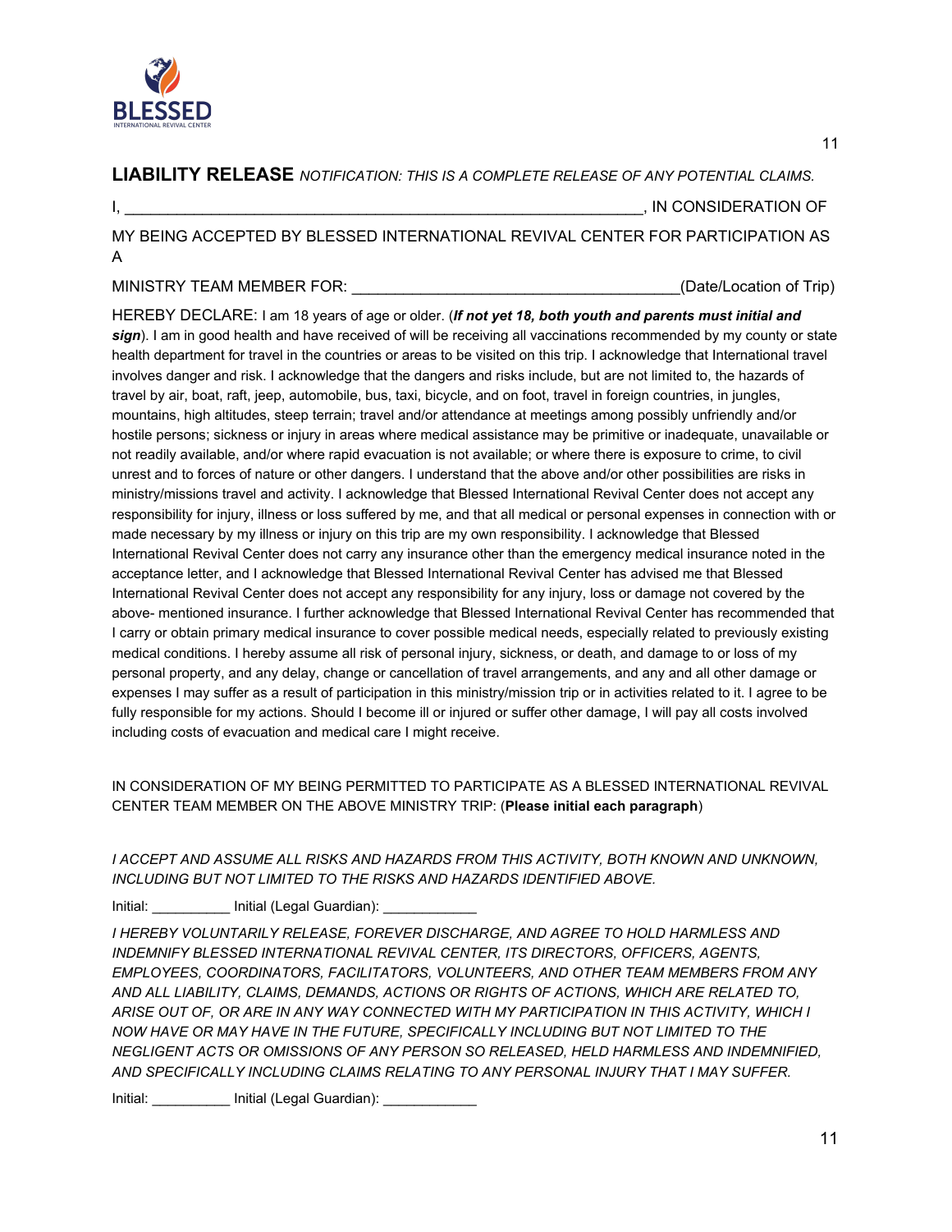**LIABILITY RELEASE** *NOTIFICATION: THIS IS A COMPLETE RELEASE OF ANY POTENTIAL CLAIMS.*

I, ______________________________________________________________, IN CONSIDERATION OF

MY BEING ACCEPTED BY BLESSED INTERNATIONAL REVIVAL CENTER FOR PARTICIPATION AS A

MINISTRY TEAM MEMBER FOR: ______________________________________(Date/Location of Trip)

HEREBY DECLARE: I am 18 years of age or older. (***If not yet 18, both youth and parents must initial and sign***). I am in good health and have received of will be receiving all vaccinations recommended by my county or state health department for travel in the countries or areas to be visited on this trip. I acknowledge that International travel involves danger and risk. I acknowledge that the dangers and risks include, but are not limited to, the hazards of travel by air, boat, raft, jeep, automobile, bus, taxi, bicycle, and on foot, travel in foreign countries, in jungles, mountains, high altitudes, steep terrain; travel and/or attendance at meetings among possibly unfriendly and/or hostile persons; sickness or injury in areas where medical assistance may be primitive or inadequate, unavailable or not readily available, and/or where rapid evacuation is not available; or where there is exposure to crime, to civil unrest and to forces of nature or other dangers. I understand that the above and/or other possibilities are risks in ministry/missions travel and activity. I acknowledge that Blessed International Revival Center does not accept any responsibility for injury, illness or loss suffered by me, and that all medical or personal expenses in connection with or made necessary by my illness or injury on this trip are my own responsibility. I acknowledge that Blessed International Revival Center does not carry any insurance other than the emergency medical insurance noted in the acceptance letter, and I acknowledge that Blessed International Revival Center has advised me that Blessed International Revival Center does not accept any responsibility for any injury, loss or damage not covered by the above- mentioned insurance. I further acknowledge that Blessed International Revival Center has recommended that I carry or obtain primary medical insurance to cover possible medical needs, especially related to previously existing medical conditions. I hereby assume all risk of personal injury, sickness, or death, and damage to or loss of my personal property, and any delay, change or cancellation of travel arrangements, and any and all other damage or expenses I may suffer as a result of participation in this ministry/mission trip or in activities related to it. I agree to be fully responsible for my actions. Should I become ill or injured or suffer other damage, I will pay all costs involved including costs of evacuation and medical care I might receive.

IN CONSIDERATION OF MY BEING PERMITTED TO PARTICIPATE AS A BLESSED INTERNATIONAL REVIVAL CENTER TEAM MEMBER ON THE ABOVE MINISTRY TRIP: (**Please initial each paragraph**)

*I ACCEPT AND ASSUME ALL RISKS AND HAZARDS FROM THIS ACTIVITY, BOTH KNOWN AND UNKNOWN, INCLUDING BUT NOT LIMITED TO THE RISKS AND HAZARDS IDENTIFIED ABOVE.*

Initial: __________ Initial (Legal Guardian): ____________

*I HEREBY VOLUNTARILY RELEASE, FOREVER DISCHARGE, AND AGREE TO HOLD HARMLESS AND INDEMNIFY BLESSED INTERNATIONAL REVIVAL CENTER, ITS DIRECTORS, OFFICERS, AGENTS, EMPLOYEES, COORDINATORS, FACILITATORS, VOLUNTEERS, AND OTHER TEAM MEMBERS FROM ANY AND ALL LIABILITY, CLAIMS, DEMANDS, ACTIONS OR RIGHTS OF ACTIONS, WHICH ARE RELATED TO, ARISE OUT OF, OR ARE IN ANY WAY CONNECTED WITH MY PARTICIPATION IN THIS ACTIVITY, WHICH I NOW HAVE OR MAY HAVE IN THE FUTURE, SPECIFICALLY INCLUDING BUT NOT LIMITED TO THE NEGLIGENT ACTS OR OMISSIONS OF ANY PERSON SO RELEASED, HELD HARMLESS AND INDEMNIFIED, AND SPECIFICALLY INCLUDING CLAIMS RELATING TO ANY PERSONAL INJURY THAT I MAY SUFFER.*

Initial: __________ Initial (Legal Guardian): ____________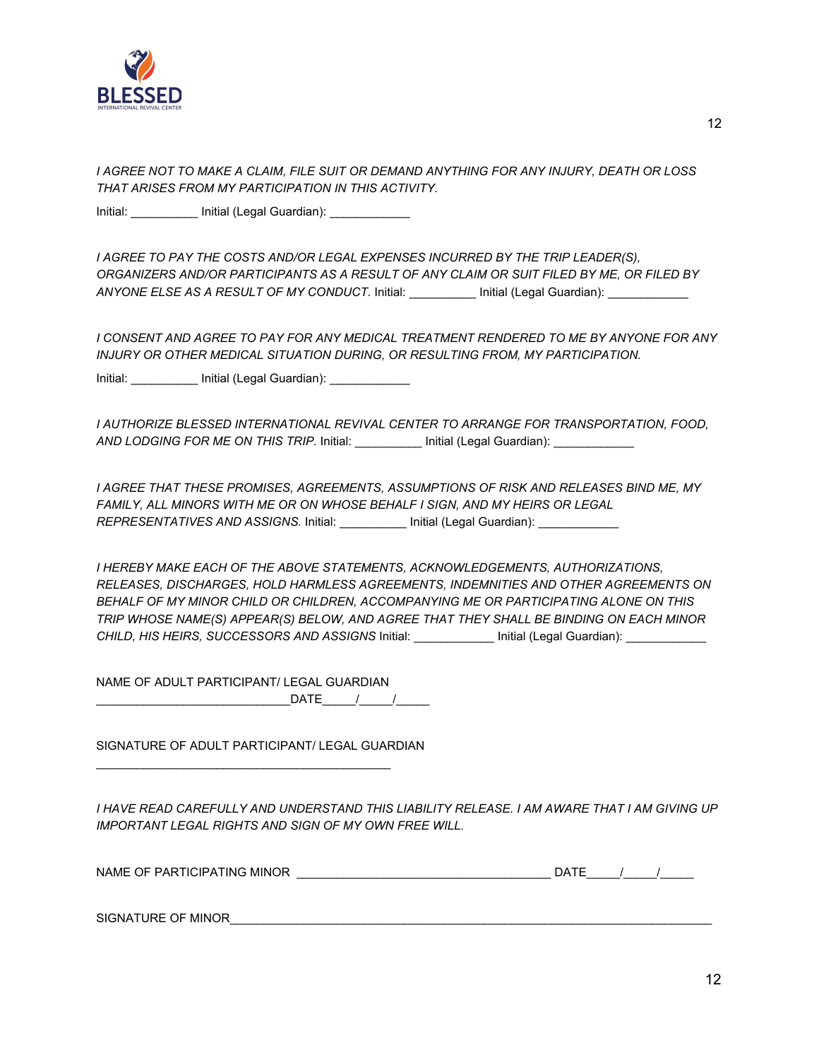*I AGREE NOT TO MAKE A CLAIM, FILE SUIT OR DEMAND ANYTHING FOR ANY INJURY, DEATH OR LOSS THAT ARISES FROM MY PARTICIPATION IN THIS ACTIVITY.*

Initial: __________ Initial (Legal Guardian): ____________

*I AGREE TO PAY THE COSTS AND/OR LEGAL EXPENSES INCURRED BY THE TRIP LEADER(S), ORGANIZERS AND/OR PARTICIPANTS AS A RESULT OF ANY CLAIM OR SUIT FILED BY ME, OR FILED BY ANYONE ELSE AS A RESULT OF MY CONDUCT.* Initial: __________ Initial (Legal Guardian): ____________

*I CONSENT AND AGREE TO PAY FOR ANY MEDICAL TREATMENT RENDERED TO ME BY ANYONE FOR ANY INJURY OR OTHER MEDICAL SITUATION DURING, OR RESULTING FROM, MY PARTICIPATION.*

Initial: __________ Initial (Legal Guardian): ____________

*I AUTHORIZE BLESSED INTERNATIONAL REVIVAL CENTER TO ARRANGE FOR TRANSPORTATION, FOOD, AND LODGING FOR ME ON THIS TRIP.* Initial: __________ Initial (Legal Guardian): ____________

*I AGREE THAT THESE PROMISES, AGREEMENTS, ASSUMPTIONS OF RISK AND RELEASES BIND ME, MY FAMILY, ALL MINORS WITH ME OR ON WHOSE BEHALF I SIGN, AND MY HEIRS OR LEGAL REPRESENTATIVES AND ASSIGNS.* Initial: __________ Initial (Legal Guardian): ____________

*I HEREBY MAKE EACH OF THE ABOVE STATEMENTS, ACKNOWLEDGEMENTS, AUTHORIZATIONS, RELEASES, DISCHARGES, HOLD HARMLESS AGREEMENTS, INDEMNITIES AND OTHER AGREEMENTS ON BEHALF OF MY MINOR CHILD OR CHILDREN, ACCOMPANYING ME OR PARTICIPATING ALONE ON THIS TRIP WHOSE NAME(S) APPEAR(S) BELOW, AND AGREE THAT THEY SHALL BE BINDING ON EACH MINOR CHILD, HIS HEIRS, SUCCESSORS AND ASSIGNS* Initial: ____________ Initial (Legal Guardian): ____________

NAME OF ADULT PARTICIPANT/ LEGAL GUARDIAN
____________________________DATE_____/_____/_____

SIGNATURE OF ADULT PARTICIPANT/ LEGAL GUARDIAN
___________________________________________

*I HAVE READ CAREFULLY AND UNDERSTAND THIS LIABILITY RELEASE. I AM AWARE THAT I AM GIVING UP IMPORTANT LEGAL RIGHTS AND SIGN OF MY OWN FREE WILL.*

NAME OF PARTICIPATING MINOR _____________________________________ DATE_____/_____/_____

SIGNATURE OF MINOR___________________________________________________________________________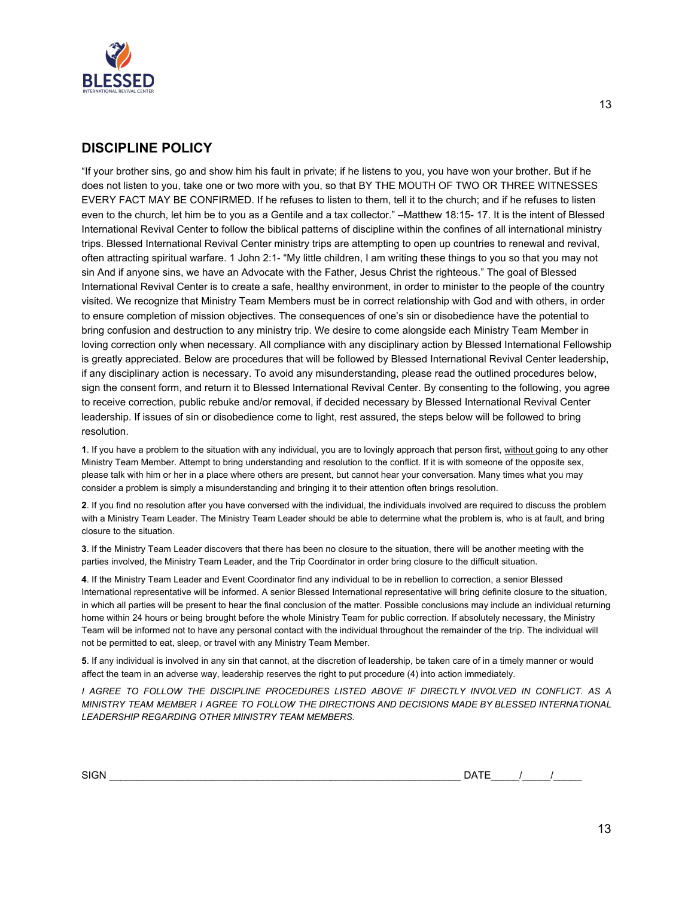## DISCIPLINE POLICY

"If your brother sins, go and show him his fault in private; if he listens to you, you have won your brother. But if he does not listen to you, take one or two more with you, so that BY THE MOUTH OF TWO OR THREE WITNESSES EVERY FACT MAY BE CONFIRMED. If he refuses to listen to them, tell it to the church; and if he refuses to listen even to the church, let him be to you as a Gentile and a tax collector." –Matthew 18:15- 17. It is the intent of Blessed International Revival Center to follow the biblical patterns of discipline within the confines of all international ministry trips. Blessed International Revival Center ministry trips are attempting to open up countries to renewal and revival, often attracting spiritual warfare. 1 John 2:1- "My little children, I am writing these things to you so that you may not sin And if anyone sins, we have an Advocate with the Father, Jesus Christ the righteous." The goal of Blessed International Revival Center is to create a safe, healthy environment, in order to minister to the people of the country visited. We recognize that Ministry Team Members must be in correct relationship with God and with others, in order to ensure completion of mission objectives. The consequences of one's sin or disobedience have the potential to bring confusion and destruction to any ministry trip. We desire to come alongside each Ministry Team Member in loving correction only when necessary. All compliance with any disciplinary action by Blessed International Fellowship is greatly appreciated. Below are procedures that will be followed by Blessed International Revival Center leadership, if any disciplinary action is necessary. To avoid any misunderstanding, please read the outlined procedures below, sign the consent form, and return it to Blessed International Revival Center. By consenting to the following, you agree to receive correction, public rebuke and/or removal, if decided necessary by Blessed International Revival Center leadership. If issues of sin or disobedience come to light, rest assured, the steps below will be followed to bring resolution.

**1**. If you have a problem to the situation with any individual, you are to lovingly approach that person first, <u>without</u> going to any other Ministry Team Member. Attempt to bring understanding and resolution to the conflict. If it is with someone of the opposite sex, please talk with him or her in a place where others are present, but cannot hear your conversation. Many times what you may consider a problem is simply a misunderstanding and bringing it to their attention often brings resolution.

**2**. If you find no resolution after you have conversed with the individual, the individuals involved are required to discuss the problem with a Ministry Team Leader. The Ministry Team Leader should be able to determine what the problem is, who is at fault, and bring closure to the situation.

**3**. If the Ministry Team Leader discovers that there has been no closure to the situation, there will be another meeting with the parties involved, the Ministry Team Leader, and the Trip Coordinator in order bring closure to the difficult situation.

**4**. If the Ministry Team Leader and Event Coordinator find any individual to be in rebellion to correction, a senior Blessed International representative will be informed. A senior Blessed International representative will bring definite closure to the situation, in which all parties will be present to hear the final conclusion of the matter. Possible conclusions may include an individual returning home within 24 hours or being brought before the whole Ministry Team for public correction. If absolutely necessary, the Ministry Team will be informed not to have any personal contact with the individual throughout the remainder of the trip. The individual will not be permitted to eat, sleep, or travel with any Ministry Team Member.

**5**. If any individual is involved in any sin that cannot, at the discretion of leadership, be taken care of in a timely manner or would affect the team in an adverse way, leadership reserves the right to put procedure (4) into action immediately.

*I AGREE TO FOLLOW THE DISCIPLINE PROCEDURES LISTED ABOVE IF DIRECTLY INVOLVED IN CONFLICT. AS A MINISTRY TEAM MEMBER I AGREE TO FOLLOW THE DIRECTIONS AND DECISIONS MADE BY BLESSED INTERNATIONAL LEADERSHIP REGARDING OTHER MINISTRY TEAM MEMBERS.*

SIGN ____________________________________________________________ DATE_____/_____/_____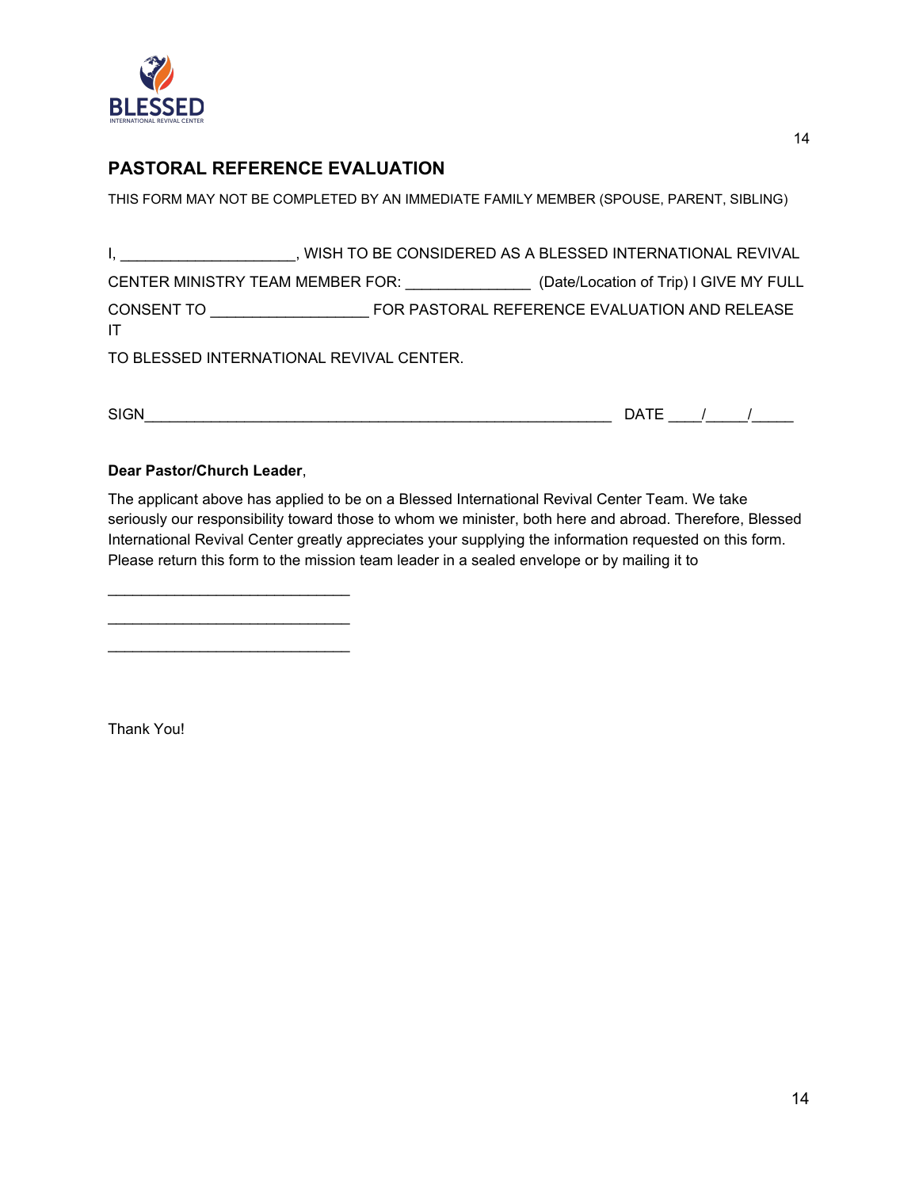## PASTORAL REFERENCE EVALUATION

THIS FORM MAY NOT BE COMPLETED BY AN IMMEDIATE FAMILY MEMBER (SPOUSE, PARENT, SIBLING)

I, ____________________, WISH TO BE CONSIDERED AS A BLESSED INTERNATIONAL REVIVAL CENTER MINISTRY TEAM MEMBER FOR: ______________ (Date/Location of Trip) I GIVE MY FULL CONSENT TO __________________ FOR PASTORAL REFERENCE EVALUATION AND RELEASE IT TO BLESSED INTERNATIONAL REVIVAL CENTER.

SIGN_____________________________________________________ DATE ____/_____/_____

**Dear Pastor/Church Leader**,

The applicant above has applied to be on a Blessed International Revival Center Team. We take seriously our responsibility toward those to whom we minister, both here and abroad. Therefore, Blessed International Revival Center greatly appreciates your supplying the information requested on this form. Please return this form to the mission team leader in a sealed envelope or by mailing it to

____________________________

____________________________

____________________________

Thank You!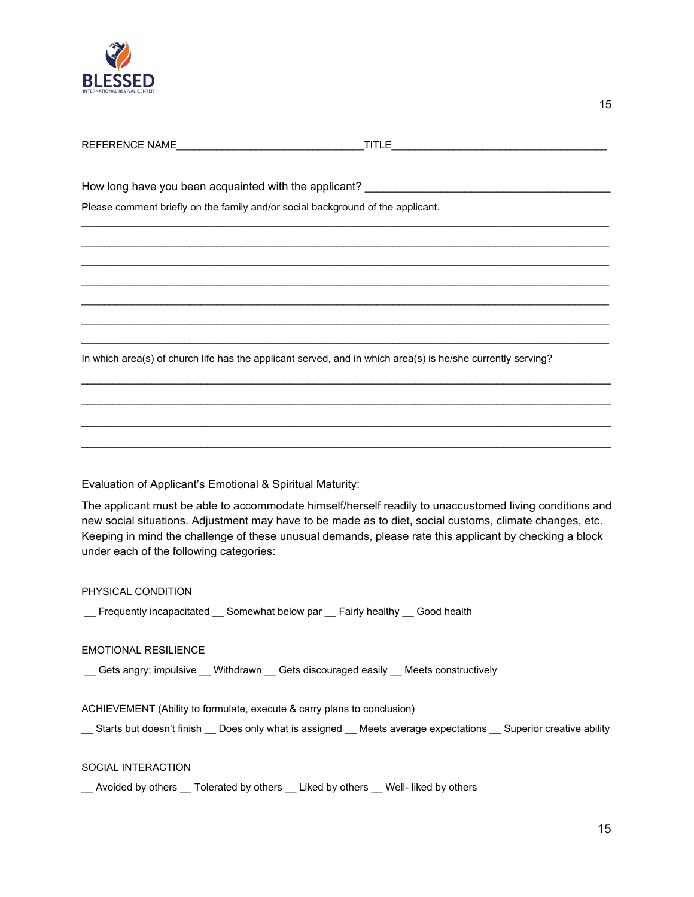REFERENCE NAME________________________________TITLE_____________________________________

How long have you been acquainted with the applicant? __________________________________________

Please comment briefly on the family and/or social background of the applicant.

_____________________________________________________________________________________

_____________________________________________________________________________________

_____________________________________________________________________________________

_____________________________________________________________________________________

_____________________________________________________________________________________

_____________________________________________________________________________________

_____________________________________________________________________________________

In which area(s) of church life has the applicant served, and in which area(s) is he/she currently serving?

_____________________________________________________________________________________

_____________________________________________________________________________________

_____________________________________________________________________________________

_____________________________________________________________________________________

Evaluation of Applicant's Emotional & Spiritual Maturity:

The applicant must be able to accommodate himself/herself readily to unaccustomed living conditions and new social situations. Adjustment may have to be made as to diet, social customs, climate changes, etc. Keeping in mind the challenge of these unusual demands, please rate this applicant by checking a block under each of the following categories:

PHYSICAL CONDITION

__ Frequently incapacitated __ Somewhat below par __ Fairly healthy __ Good health

EMOTIONAL RESILIENCE

__ Gets angry; impulsive __ Withdrawn __ Gets discouraged easily __ Meets constructively

ACHIEVEMENT (Ability to formulate, execute & carry plans to conclusion)

__ Starts but doesn't finish __ Does only what is assigned __ Meets average expectations __ Superior creative ability

SOCIAL INTERACTION

__ Avoided by others __ Tolerated by others __ Liked by others __ Well- liked by others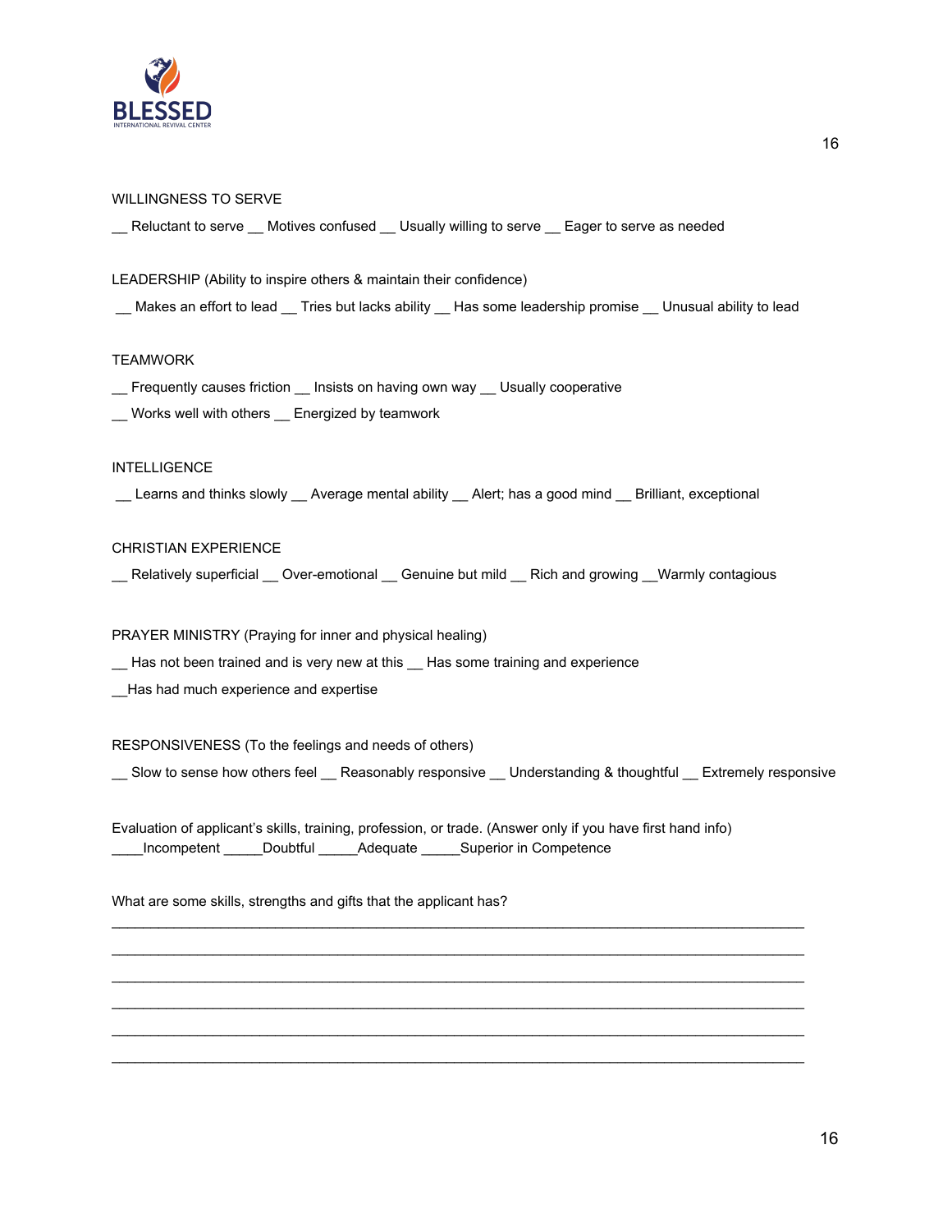WILLINGNESS TO SERVE

__ Reluctant to serve __ Motives confused __ Usually willing to serve __ Eager to serve as needed

LEADERSHIP (Ability to inspire others & maintain their confidence)

__ Makes an effort to lead __ Tries but lacks ability __ Has some leadership promise __ Unusual ability to lead

TEAMWORK

__ Frequently causes friction __ Insists on having own way __ Usually cooperative

__ Works well with others __ Energized by teamwork

INTELLIGENCE

__ Learns and thinks slowly __ Average mental ability __ Alert; has a good mind __ Brilliant, exceptional

CHRISTIAN EXPERIENCE

__ Relatively superficial __ Over-emotional __ Genuine but mild __ Rich and growing __Warmly contagious

PRAYER MINISTRY (Praying for inner and physical healing)

__ Has not been trained and is very new at this __ Has some training and experience

__Has had much experience and expertise

RESPONSIVENESS (To the feelings and needs of others)

__ Slow to sense how others feel __ Reasonably responsive __ Understanding & thoughtful __ Extremely responsive

Evaluation of applicant's skills, training, profession, or trade. (Answer only if you have first hand info)
____Incompetent _____Doubtful _____Adequate _____Superior in Competence

What are some skills, strengths and gifts that the applicant has?

_______________________________________________________________________________

_______________________________________________________________________________

_______________________________________________________________________________

_______________________________________________________________________________

_______________________________________________________________________________

_______________________________________________________________________________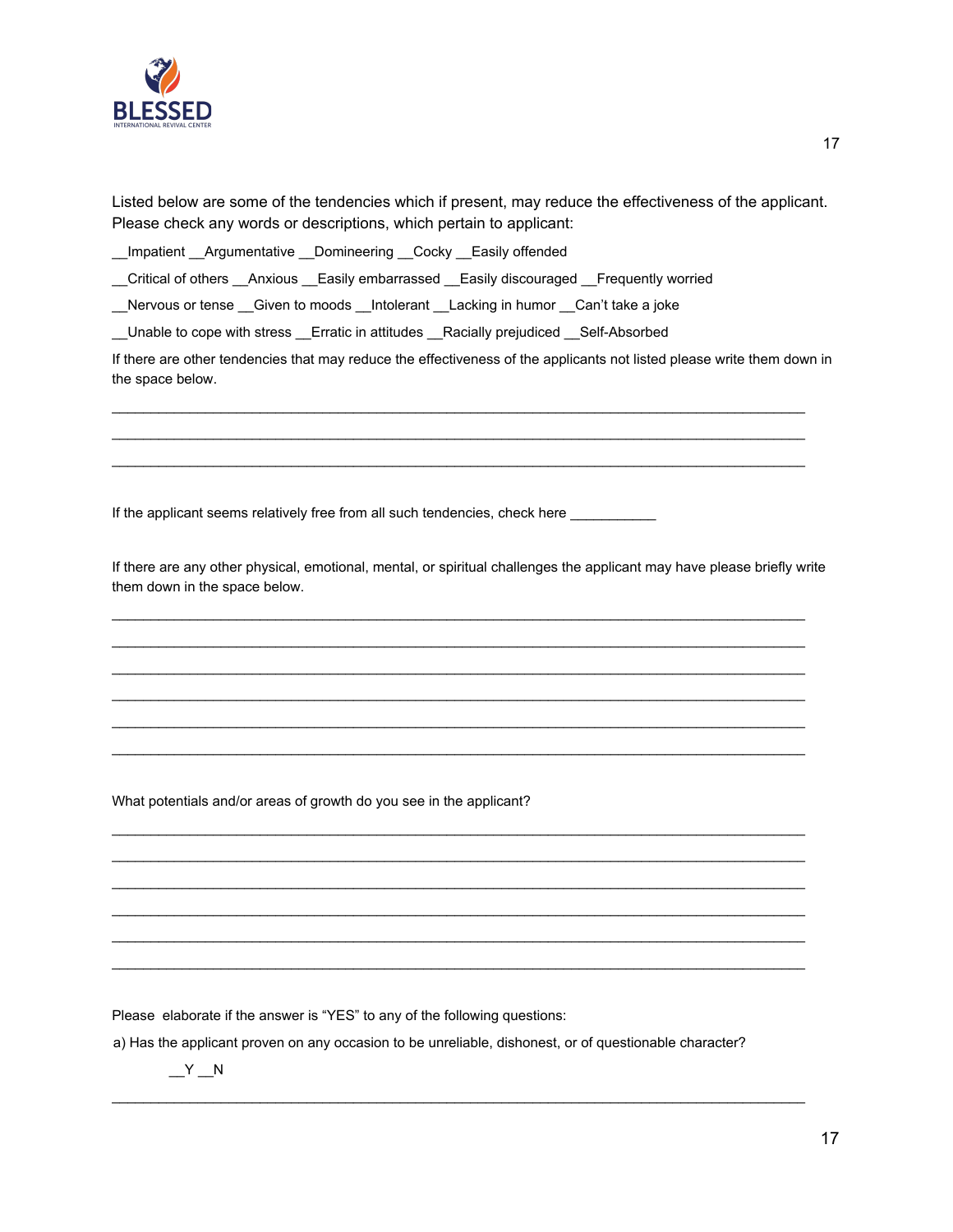Listed below are some of the tendencies which if present, may reduce the effectiveness of the applicant. Please check any words or descriptions, which pertain to applicant:

__Impatient __Argumentative __Domineering __Cocky __Easily offended

__Critical of others __Anxious __Easily embarrassed __Easily discouraged __Frequently worried

__Nervous or tense __Given to moods __Intolerant __Lacking in humor __Can't take a joke

__Unable to cope with stress __Erratic in attitudes __Racially prejudiced __Self-Absorbed

If there are other tendencies that may reduce the effectiveness of the applicants not listed please write them down in the space below.

______________________________________________________________________________

______________________________________________________________________________

______________________________________________________________________________

If the applicant seems relatively free from all such tendencies, check here ___________

If there are any other physical, emotional, mental, or spiritual challenges the applicant may have please briefly write them down in the space below.

______________________________________________________________________________

______________________________________________________________________________

______________________________________________________________________________

______________________________________________________________________________

______________________________________________________________________________

______________________________________________________________________________

What potentials and/or areas of growth do you see in the applicant?

______________________________________________________________________________

______________________________________________________________________________

______________________________________________________________________________

______________________________________________________________________________

______________________________________________________________________________

______________________________________________________________________________

Please elaborate if the answer is "YES" to any of the following questions:

a) Has the applicant proven on any occasion to be unreliable, dishonest, or of questionable character?

__Y __N

______________________________________________________________________________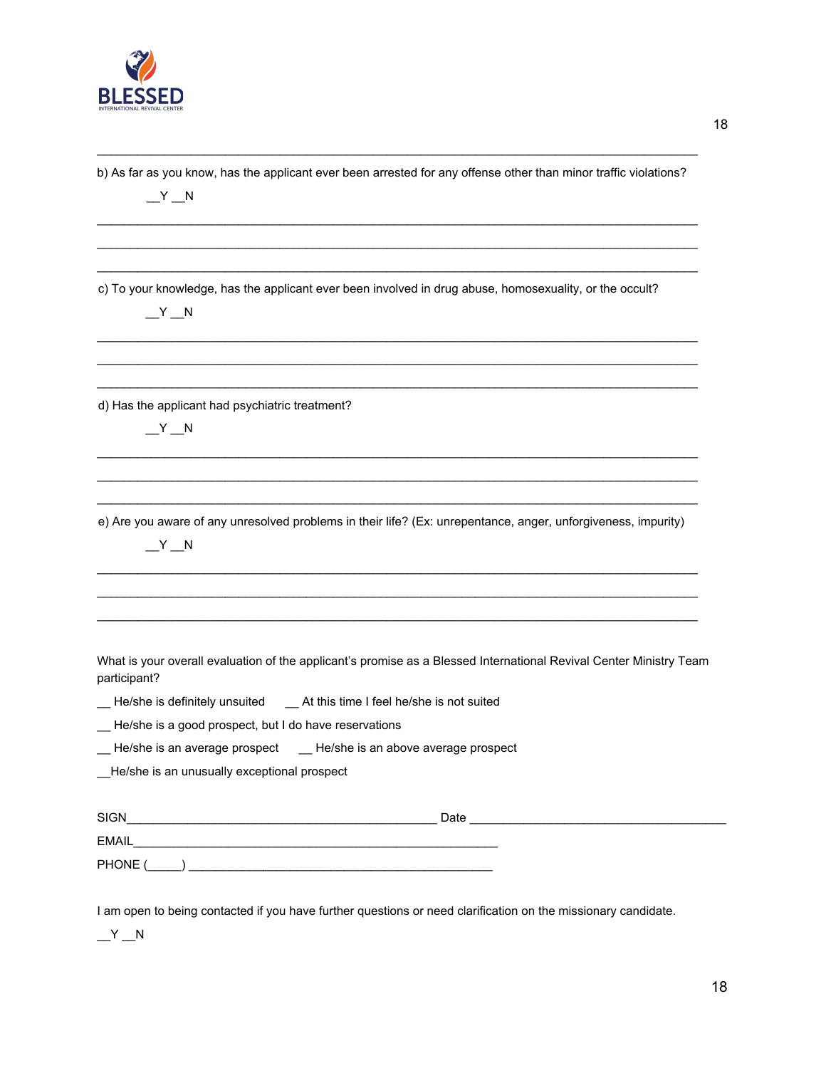\_\_\_\_\_\_\_\_\_\_\_\_\_\_\_\_\_\_\_\_\_\_\_\_\_\_\_\_\_\_\_\_\_\_\_\_\_\_\_\_\_\_\_\_\_\_\_\_\_\_\_\_\_\_\_\_\_\_\_\_\_\_\_\_\_\_\_\_\_\_\_\_\_\_\_\_\_\_

b) As far as you know, has the applicant ever been arrested for any offense other than minor traffic violations?

__Y __N

\_\_\_\_\_\_\_\_\_\_\_\_\_\_\_\_\_\_\_\_\_\_\_\_\_\_\_\_\_\_\_\_\_\_\_\_\_\_\_\_\_\_\_\_\_\_\_\_\_\_\_\_\_\_\_\_\_\_\_\_\_\_\_\_\_\_\_\_\_\_\_\_\_\_\_\_\_\_

\_\_\_\_\_\_\_\_\_\_\_\_\_\_\_\_\_\_\_\_\_\_\_\_\_\_\_\_\_\_\_\_\_\_\_\_\_\_\_\_\_\_\_\_\_\_\_\_\_\_\_\_\_\_\_\_\_\_\_\_\_\_\_\_\_\_\_\_\_\_\_\_\_\_\_\_\_\_

\_\_\_\_\_\_\_\_\_\_\_\_\_\_\_\_\_\_\_\_\_\_\_\_\_\_\_\_\_\_\_\_\_\_\_\_\_\_\_\_\_\_\_\_\_\_\_\_\_\_\_\_\_\_\_\_\_\_\_\_\_\_\_\_\_\_\_\_\_\_\_\_\_\_\_\_\_\_

c) To your knowledge, has the applicant ever been involved in drug abuse, homosexuality, or the occult?

__Y __N

\_\_\_\_\_\_\_\_\_\_\_\_\_\_\_\_\_\_\_\_\_\_\_\_\_\_\_\_\_\_\_\_\_\_\_\_\_\_\_\_\_\_\_\_\_\_\_\_\_\_\_\_\_\_\_\_\_\_\_\_\_\_\_\_\_\_\_\_\_\_\_\_\_\_\_\_\_\_

\_\_\_\_\_\_\_\_\_\_\_\_\_\_\_\_\_\_\_\_\_\_\_\_\_\_\_\_\_\_\_\_\_\_\_\_\_\_\_\_\_\_\_\_\_\_\_\_\_\_\_\_\_\_\_\_\_\_\_\_\_\_\_\_\_\_\_\_\_\_\_\_\_\_\_\_\_\_

\_\_\_\_\_\_\_\_\_\_\_\_\_\_\_\_\_\_\_\_\_\_\_\_\_\_\_\_\_\_\_\_\_\_\_\_\_\_\_\_\_\_\_\_\_\_\_\_\_\_\_\_\_\_\_\_\_\_\_\_\_\_\_\_\_\_\_\_\_\_\_\_\_\_\_\_\_\_

d) Has the applicant had psychiatric treatment?

__Y __N

\_\_\_\_\_\_\_\_\_\_\_\_\_\_\_\_\_\_\_\_\_\_\_\_\_\_\_\_\_\_\_\_\_\_\_\_\_\_\_\_\_\_\_\_\_\_\_\_\_\_\_\_\_\_\_\_\_\_\_\_\_\_\_\_\_\_\_\_\_\_\_\_\_\_\_\_\_\_

\_\_\_\_\_\_\_\_\_\_\_\_\_\_\_\_\_\_\_\_\_\_\_\_\_\_\_\_\_\_\_\_\_\_\_\_\_\_\_\_\_\_\_\_\_\_\_\_\_\_\_\_\_\_\_\_\_\_\_\_\_\_\_\_\_\_\_\_\_\_\_\_\_\_\_\_\_\_

\_\_\_\_\_\_\_\_\_\_\_\_\_\_\_\_\_\_\_\_\_\_\_\_\_\_\_\_\_\_\_\_\_\_\_\_\_\_\_\_\_\_\_\_\_\_\_\_\_\_\_\_\_\_\_\_\_\_\_\_\_\_\_\_\_\_\_\_\_\_\_\_\_\_\_\_\_\_

e) Are you aware of any unresolved problems in their life? (Ex: unrepentance, anger, unforgiveness, impurity)

__Y __N

\_\_\_\_\_\_\_\_\_\_\_\_\_\_\_\_\_\_\_\_\_\_\_\_\_\_\_\_\_\_\_\_\_\_\_\_\_\_\_\_\_\_\_\_\_\_\_\_\_\_\_\_\_\_\_\_\_\_\_\_\_\_\_\_\_\_\_\_\_\_\_\_\_\_\_\_\_\_

\_\_\_\_\_\_\_\_\_\_\_\_\_\_\_\_\_\_\_\_\_\_\_\_\_\_\_\_\_\_\_\_\_\_\_\_\_\_\_\_\_\_\_\_\_\_\_\_\_\_\_\_\_\_\_\_\_\_\_\_\_\_\_\_\_\_\_\_\_\_\_\_\_\_\_\_\_\_

\_\_\_\_\_\_\_\_\_\_\_\_\_\_\_\_\_\_\_\_\_\_\_\_\_\_\_\_\_\_\_\_\_\_\_\_\_\_\_\_\_\_\_\_\_\_\_\_\_\_\_\_\_\_\_\_\_\_\_\_\_\_\_\_\_\_\_\_\_\_\_\_\_\_\_\_\_\_

What is your overall evaluation of the applicant's promise as a Blessed International Revival Center Ministry Team participant?

__ He/she is definitely unsuited __ At this time I feel he/she is not suited

__ He/she is a good prospect, but I do have reservations

__ He/she is an average prospect __ He/she is an above average prospect

__He/she is an unusually exceptional prospect

SIGN\_\_\_\_\_\_\_\_\_\_\_\_\_\_\_\_\_\_\_\_\_\_\_\_\_\_\_\_\_\_\_\_\_\_\_\_\_\_\_\_\_\_\_\_ Date \_\_\_\_\_\_\_\_\_\_\_\_\_\_\_\_\_\_\_\_\_\_\_\_\_\_\_\_\_\_\_\_\_\_\_\_\_\_

EMAIL\_\_\_\_\_\_\_\_\_\_\_\_\_\_\_\_\_\_\_\_\_\_\_\_\_\_\_\_\_\_\_\_\_\_\_\_\_\_\_\_\_\_\_\_\_\_\_\_\_\_\_\_\_

PHONE (\_\_\_\_\_) \_\_\_\_\_\_\_\_\_\_\_\_\_\_\_\_\_\_\_\_\_\_\_\_\_\_\_\_\_\_\_\_\_\_\_\_\_\_\_\_\_\_\_\_\_\_

I am open to being contacted if you have further questions or need clarification on the missionary candidate.

__Y __N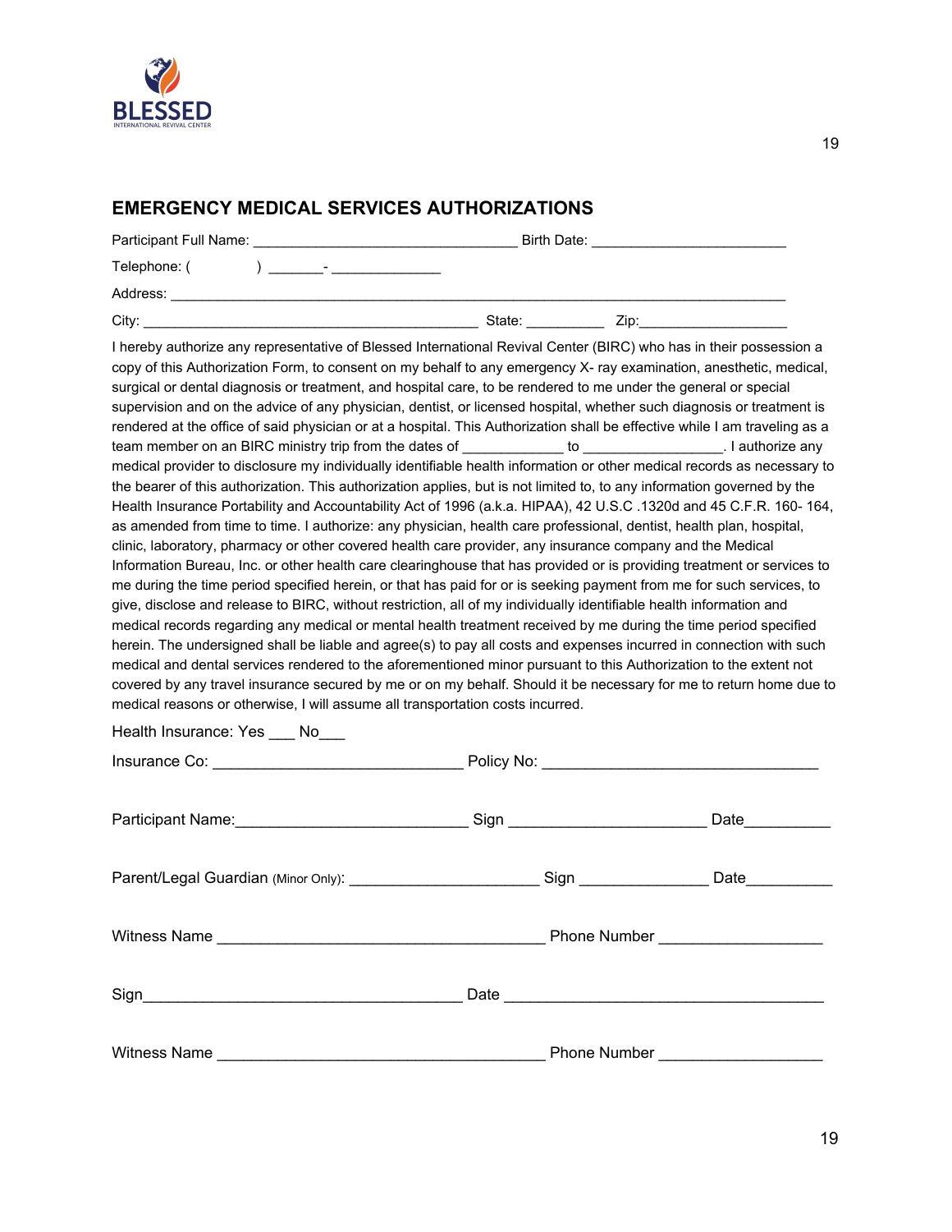## EMERGENCY MEDICAL SERVICES AUTHORIZATIONS

Participant Full Name: _________________________________ Birth Date: _________________________

Telephone: (          ) _______- ______________

Address: _____________________________________________________________________________

City: ___________________________________________ State: __________ Zip:___________________

I hereby authorize any representative of Blessed International Revival Center (BIRC) who has in their possession a copy of this Authorization Form, to consent on my behalf to any emergency X- ray examination, anesthetic, medical, surgical or dental diagnosis or treatment, and hospital care, to be rendered to me under the general or special supervision and on the advice of any physician, dentist, or licensed hospital, whether such diagnosis or treatment is rendered at the office of said physician or at a hospital. This Authorization shall be effective while I am traveling as a team member on an BIRC ministry trip from the dates of _____________ to __________________. I authorize any medical provider to disclosure my individually identifiable health information or other medical records as necessary to the bearer of this authorization. This authorization applies, but is not limited to, to any information governed by the Health Insurance Portability and Accountability Act of 1996 (a.k.a. HIPAA), 42 U.S.C .1320d and 45 C.F.R. 160- 164, as amended from time to time. I authorize: any physician, health care professional, dentist, health plan, hospital, clinic, laboratory, pharmacy or other covered health care provider, any insurance company and the Medical Information Bureau, Inc. or other health care clearinghouse that has provided or is providing treatment or services to me during the time period specified herein, or that has paid for or is seeking payment from me for such services, to give, disclose and release to BIRC, without restriction, all of my individually identifiable health information and medical records regarding any medical or mental health treatment received by me during the time period specified herein. The undersigned shall be liable and agree(s) to pay all costs and expenses incurred in connection with such medical and dental services rendered to the aforementioned minor pursuant to this Authorization to the extent not covered by any travel insurance secured by me or on my behalf. Should it be necessary for me to return home due to medical reasons or otherwise, I will assume all transportation costs incurred.

Health Insurance: Yes ___ No___

Insurance Co: ______________________________ Policy No: ________________________________

Participant Name:___________________________ Sign _______________________ Date__________

Parent/Legal Guardian (Minor Only): ______________________ Sign _______________ Date__________

Witness Name _______________________________________ Phone Number ___________________

Sign______________________________________ Date ______________________________________

Witness Name _______________________________________ Phone Number ___________________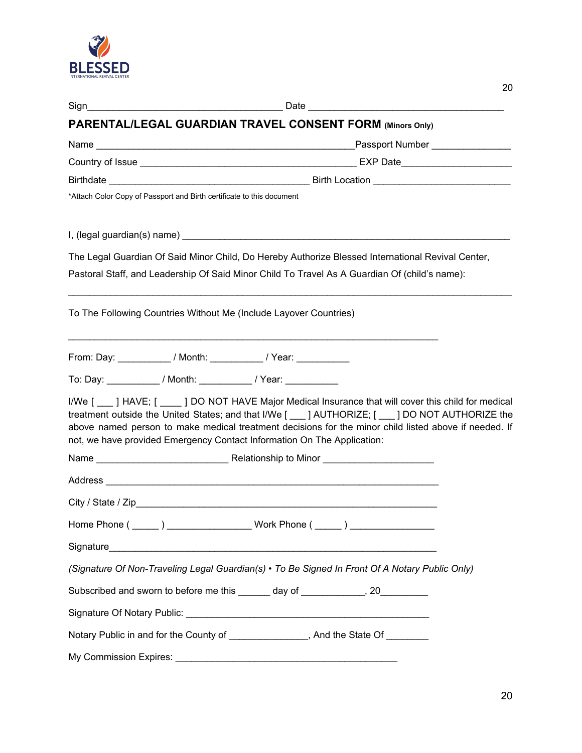BLESSED
INTERNATIONAL REVIVAL CENTER

Sign____________________________________ Date ____________________________________

## PARENTAL/LEGAL GUARDIAN TRAVEL CONSENT FORM (Minors Only)

Name ________________________________________________Passport Number ______________

Country of Issue ________________________________________ EXP Date____________________

Birthdate _____________________________________ Birth Location _________________________

*Attach Color Copy of Passport and Birth certificate to this document

I, (legal guardian(s) name) ____________________________________________________________

The Legal Guardian Of Said Minor Child, Do Hereby Authorize Blessed International Revival Center, Pastoral Staff, and Leadership Of Said Minor Child To Travel As A Guardian Of (child's name):

__________________________________________________________________________________

To The Following Countries Without Me (Include Layover Countries)

_____________________________________________________________________

From: Day: __________ / Month: __________ / Year: __________

To: Day: __________ / Month: __________ / Year: __________

I/We [ ___ ] HAVE; [ ____ ] DO NOT HAVE Major Medical Insurance that will cover this child for medical treatment outside the United States; and that I/We [ ___ ] AUTHORIZE; [ ___ ] DO NOT AUTHORIZE the above named person to make medical treatment decisions for the minor child listed above if needed. If not, we have provided Emergency Contact Information On The Application:

Name _________________________ Relationship to Minor _____________________

Address _______________________________________________________________

City / State / Zip______________________________________________________________

Home Phone ( _____ ) ________________ Work Phone ( _____ ) ________________

Signature______________________________________________________________

*(Signature Of Non-Traveling Legal Guardian(s) • To Be Signed In Front Of A Notary Public Only)*

Subscribed and sworn to before me this ______ day of ____________, 20_________

Signature Of Notary Public: _____________________________________________

Notary Public in and for the County of ______________, And the State Of ________

My Commission Expires: ________________________________________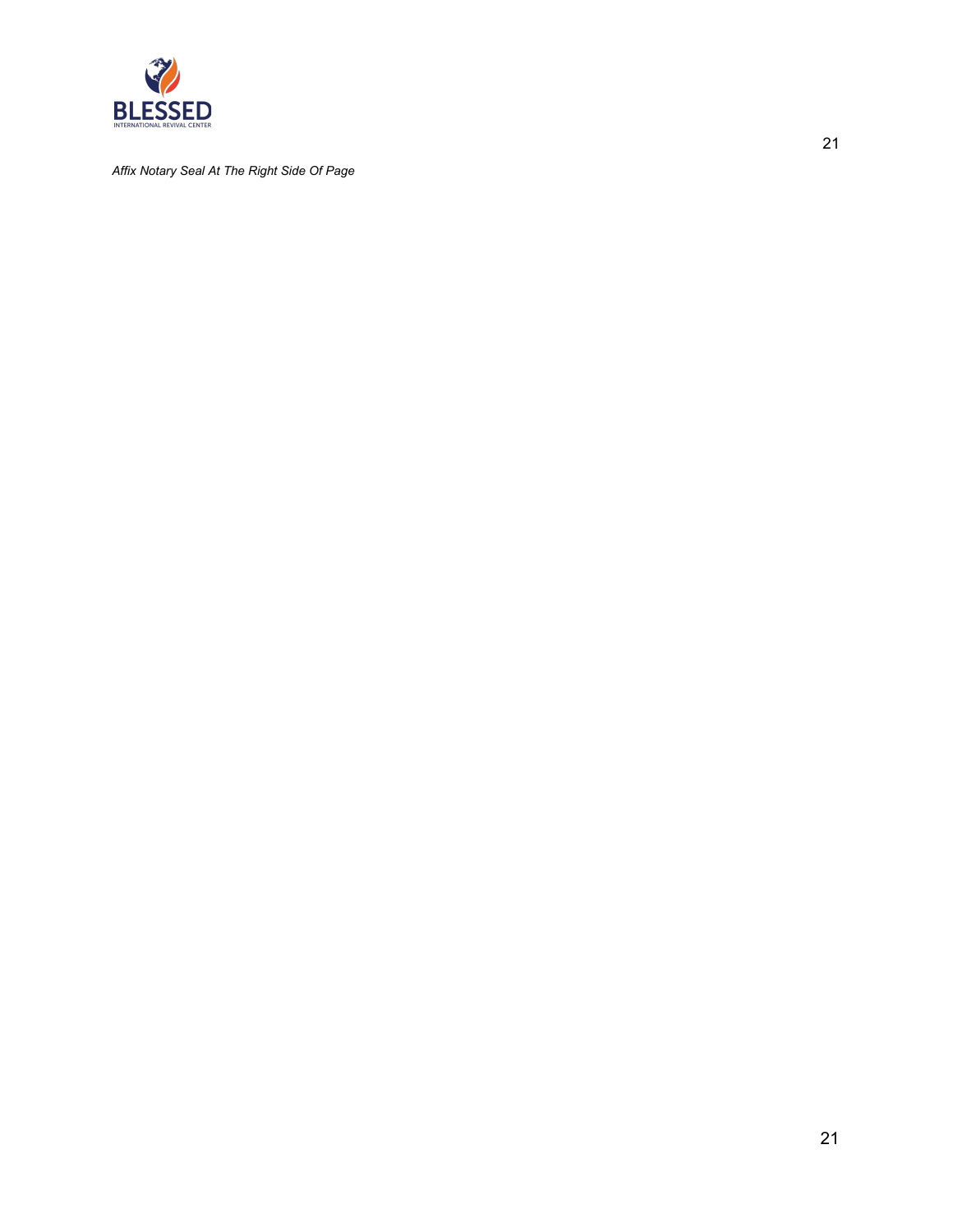*Affix Notary Seal At The Right Side Of Page*